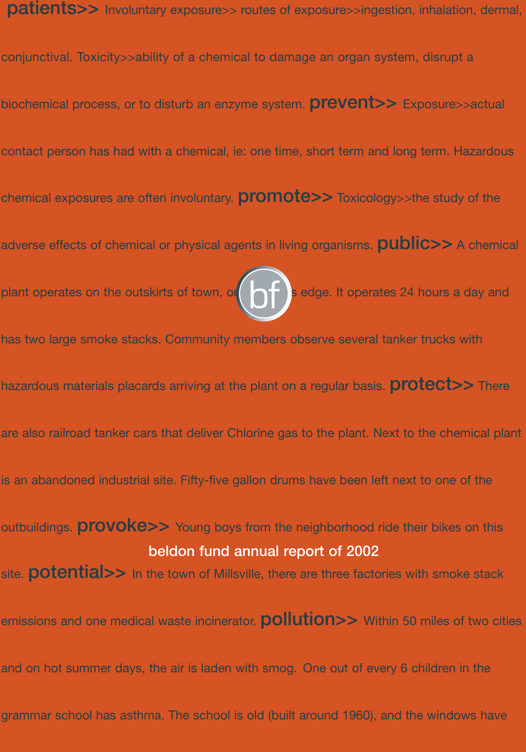**patients>>** Involuntary exposure>> routes of exposure>>ingestion, inhalation, dermal, conjunctival. Toxicity>>ability of a chemical to damage an organ system, disrupt a biochemical process, or to disturb an enzyme system. **prevent>>** Exposure>>actual contact person has had with a chemical, ie: one time, short term and long term. Hazardous chemical exposures are often involuntary. **promote>>** Toxicology>>the study of the adverse effects of chemical or physical agents in living organisms. **public>>** A chemical plant operates on the outskirts of town, or [bf] s edge. It operates 24 hours a day and has two large smoke stacks. Community members observe several tanker trucks with hazardous materials placards arriving at the plant on a regular basis. **protect>>** There are also railroad tanker cars that deliver Chlorine gas to the plant. Next to the chemical plant is an abandoned industrial site. Fifty-five gallon drums have been left next to one of the outbuildings. **provoke>>** Young boys from the neighborhood ride their bikes on this site. **potential>>** In the town of Millsville, there are three factories with smoke stack emissions and one medical waste incinerator. **pollution>>** Within 50 miles of two cities and on hot summer days, the air is laden with smog. One out of every 6 children in the grammar school has asthma. The school is old (built around 1960), and the windows have

# beldon fund annual report of 2002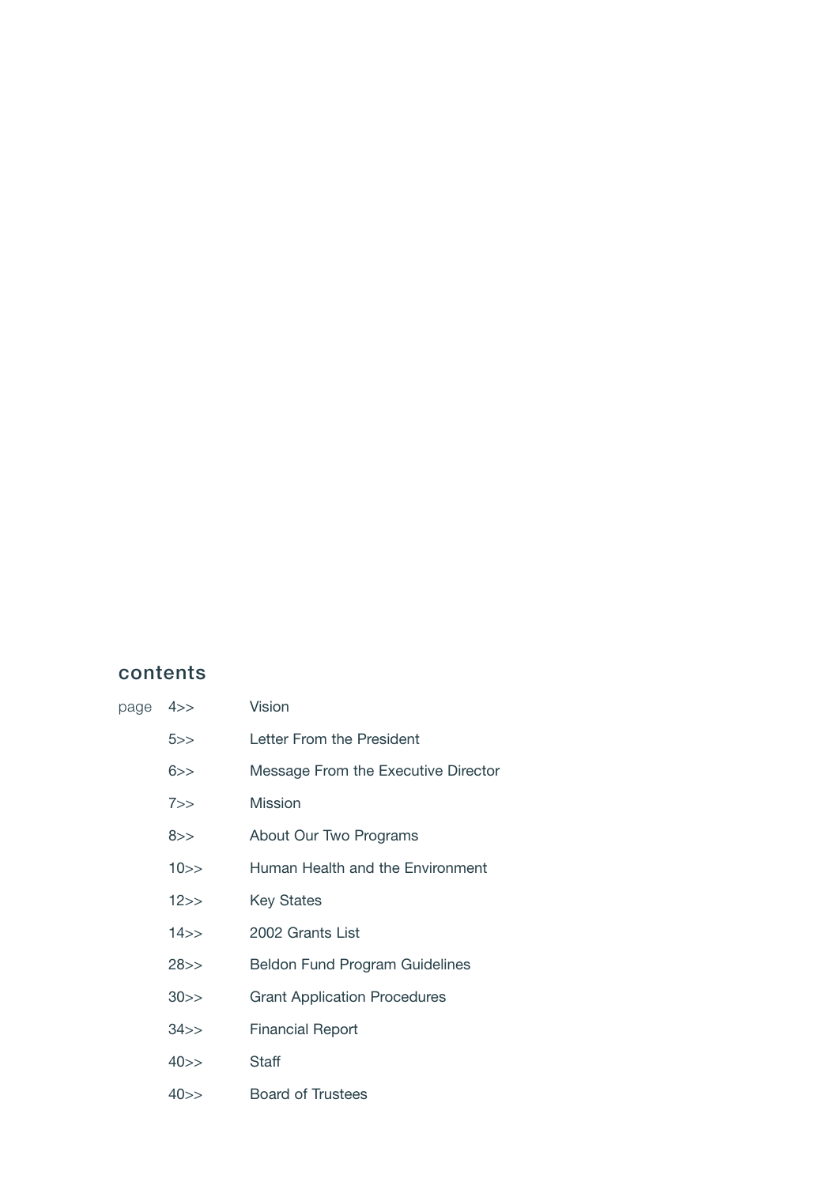## contents

| page | |
|---|---|
| 4>> | Vision |
| 5>> | Letter From the President |
| 6>> | Message From the Executive Director |
| 7>> | Mission |
| 8>> | About Our Two Programs |
| 10>> | Human Health and the Environment |
| 12>> | Key States |
| 14>> | 2002 Grants List |
| 28>> | Beldon Fund Program Guidelines |
| 30>> | Grant Application Procedures |
| 34>> | Financial Report |
| 40>> | Staff |
| 40>> | Board of Trustees |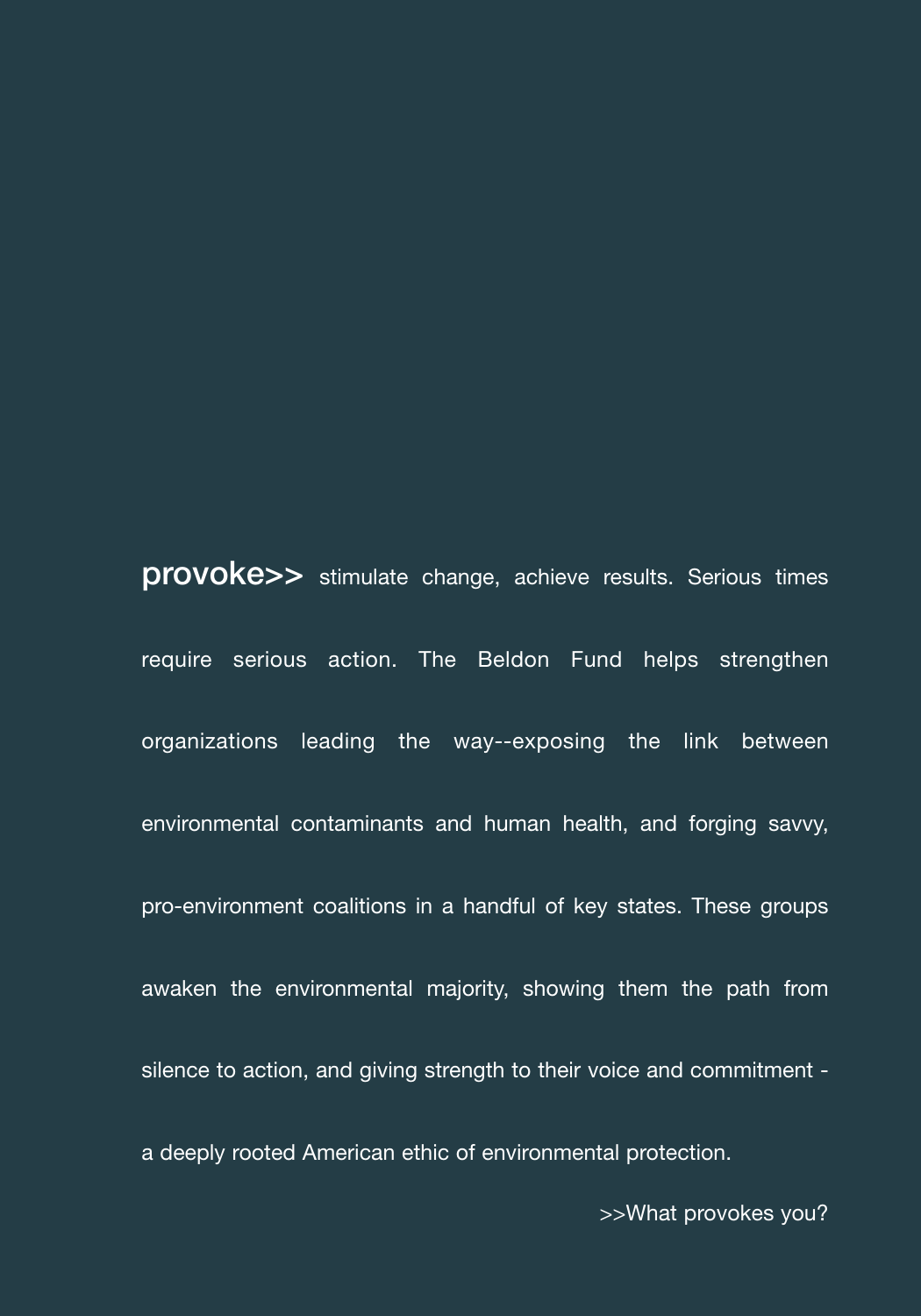**provoke>>** stimulate change, achieve results. Serious times require serious action. The Beldon Fund helps strengthen organizations leading the way--exposing the link between environmental contaminants and human health, and forging savvy, pro-environment coalitions in a handful of key states. These groups awaken the environmental majority, showing them the path from silence to action, and giving strength to their voice and commitment - a deeply rooted American ethic of environmental protection.

>>What provokes you?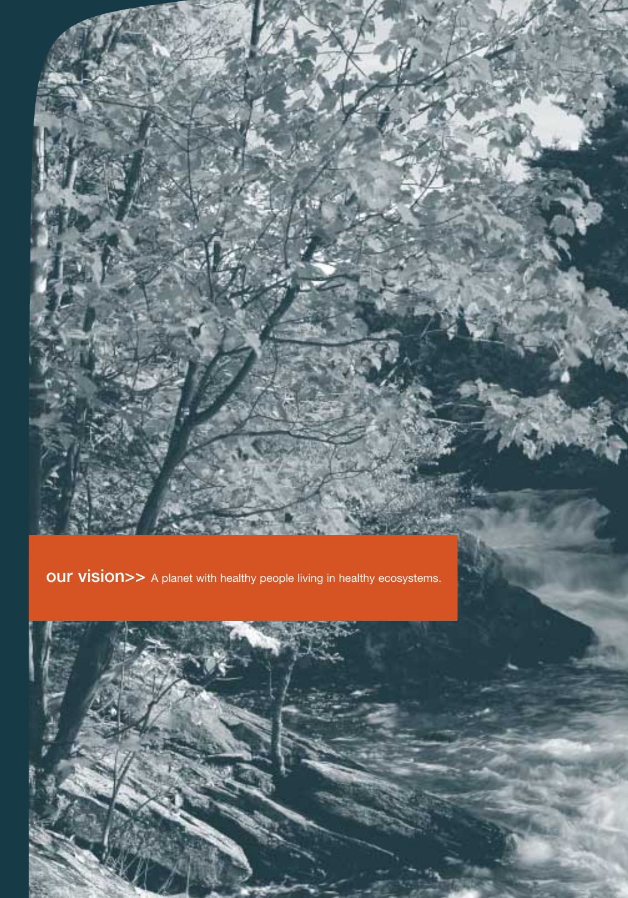**our vision>>** A planet with healthy people living in healthy ecosystems.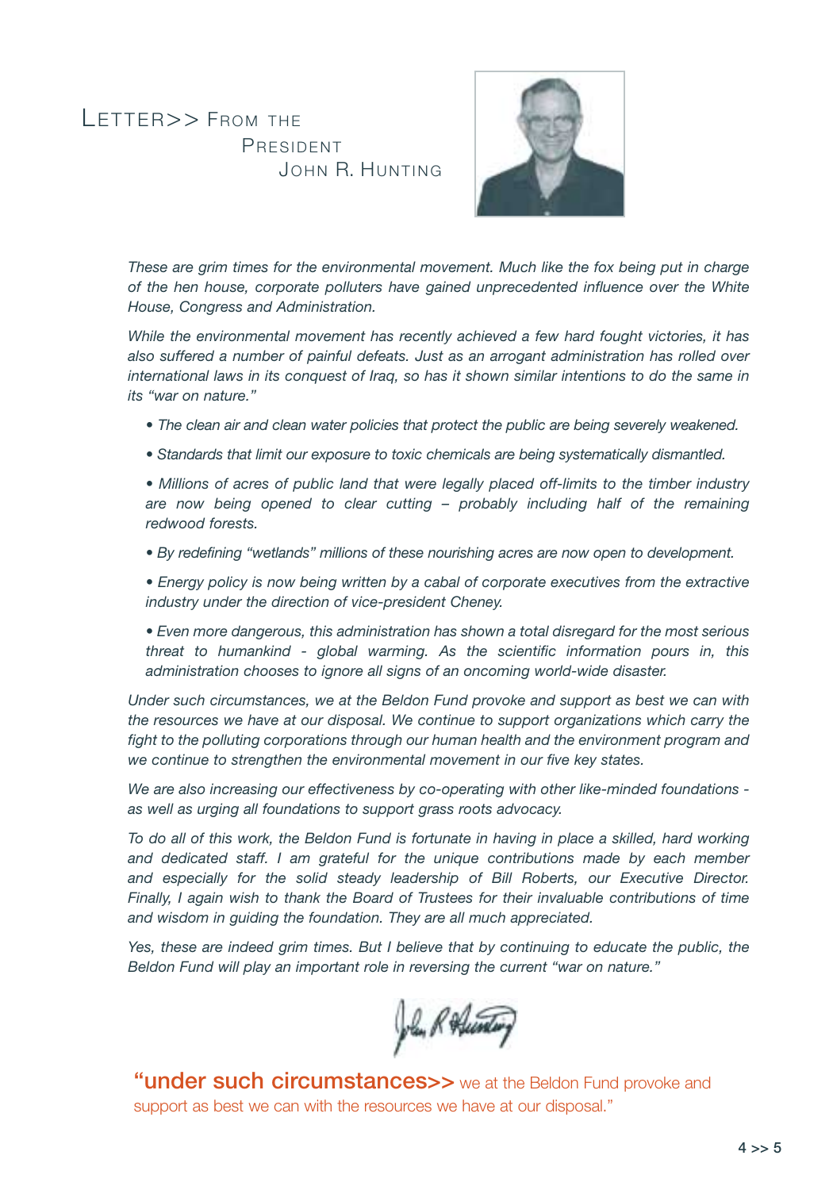# LETTER>> FROM THE PRESIDENT JOHN R. HUNTING

*These are grim times for the environmental movement. Much like the fox being put in charge of the hen house, corporate polluters have gained unprecedented influence over the White House, Congress and Administration.*

*While the environmental movement has recently achieved a few hard fought victories, it has also suffered a number of painful defeats. Just as an arrogant administration has rolled over international laws in its conquest of Iraq, so has it shown similar intentions to do the same in its "war on nature."*

- *The clean air and clean water policies that protect the public are being severely weakened.*
- *Standards that limit our exposure to toxic chemicals are being systematically dismantled.*
- *Millions of acres of public land that were legally placed off-limits to the timber industry are now being opened to clear cutting – probably including half of the remaining redwood forests.*
- *By redefining "wetlands" millions of these nourishing acres are now open to development.*
- *Energy policy is now being written by a cabal of corporate executives from the extractive industry under the direction of vice-president Cheney.*
- *Even more dangerous, this administration has shown a total disregard for the most serious threat to humankind - global warming. As the scientific information pours in, this administration chooses to ignore all signs of an oncoming world-wide disaster.*

*Under such circumstances, we at the Beldon Fund provoke and support as best we can with the resources we have at our disposal. We continue to support organizations which carry the fight to the polluting corporations through our human health and the environment program and we continue to strengthen the environmental movement in our five key states.*

*We are also increasing our effectiveness by co-operating with other like-minded foundations - as well as urging all foundations to support grass roots advocacy.*

*To do all of this work, the Beldon Fund is fortunate in having in place a skilled, hard working and dedicated staff. I am grateful for the unique contributions made by each member and especially for the solid steady leadership of Bill Roberts, our Executive Director. Finally, I again wish to thank the Board of Trustees for their invaluable contributions of time and wisdom in guiding the foundation. They are all much appreciated.*

*Yes, these are indeed grim times. But I believe that by continuing to educate the public, the Beldon Fund will play an important role in reversing the current "war on nature."*

John R Hunting

**"under such circumstances>>** we at the Beldon Fund provoke and support as best we can with the resources we have at our disposal."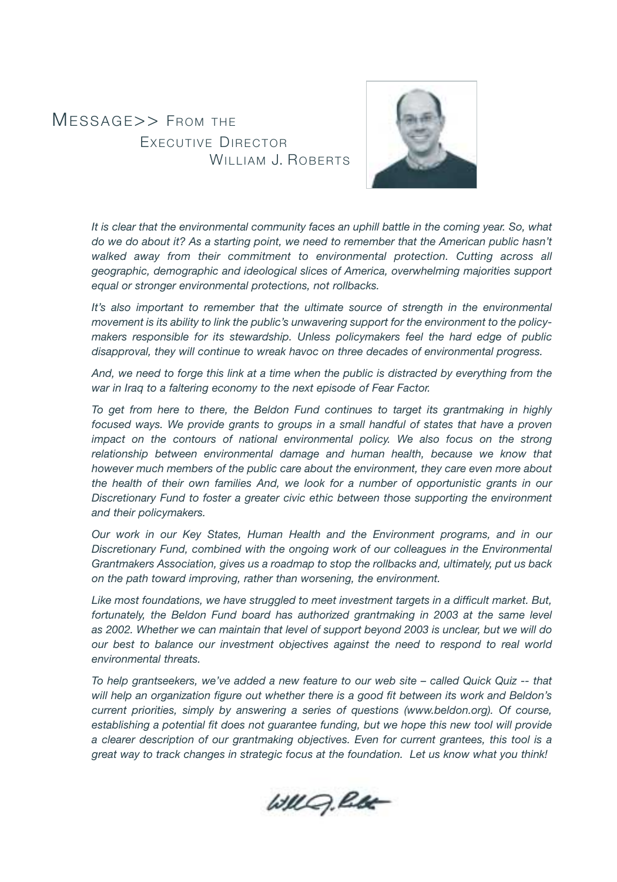# Message>> From the Executive Director William J. Roberts

*It is clear that the environmental community faces an uphill battle in the coming year. So, what do we do about it? As a starting point, we need to remember that the American public hasn't walked away from their commitment to environmental protection. Cutting across all geographic, demographic and ideological slices of America, overwhelming majorities support equal or stronger environmental protections, not rollbacks.*

*It's also important to remember that the ultimate source of strength in the environmental movement is its ability to link the public's unwavering support for the environment to the policymakers responsible for its stewardship. Unless policymakers feel the hard edge of public disapproval, they will continue to wreak havoc on three decades of environmental progress.*

*And, we need to forge this link at a time when the public is distracted by everything from the war in Iraq to a faltering economy to the next episode of Fear Factor.*

*To get from here to there, the Beldon Fund continues to target its grantmaking in highly focused ways. We provide grants to groups in a small handful of states that have a proven impact on the contours of national environmental policy. We also focus on the strong relationship between environmental damage and human health, because we know that however much members of the public care about the environment, they care even more about the health of their own families And, we look for a number of opportunistic grants in our Discretionary Fund to foster a greater civic ethic between those supporting the environment and their policymakers.*

*Our work in our Key States, Human Health and the Environment programs, and in our Discretionary Fund, combined with the ongoing work of our colleagues in the Environmental Grantmakers Association, gives us a roadmap to stop the rollbacks and, ultimately, put us back on the path toward improving, rather than worsening, the environment.*

*Like most foundations, we have struggled to meet investment targets in a difficult market. But, fortunately, the Beldon Fund board has authorized grantmaking in 2003 at the same level as 2002. Whether we can maintain that level of support beyond 2003 is unclear, but we will do our best to balance our investment objectives against the need to respond to real world environmental threats.*

*To help grantseekers, we've added a new feature to our web site – called Quick Quiz -- that will help an organization figure out whether there is a good fit between its work and Beldon's current priorities, simply by answering a series of questions (www.beldon.org). Of course, establishing a potential fit does not guarantee funding, but we hope this new tool will provide a clearer description of our grantmaking objectives. Even for current grantees, this tool is a great way to track changes in strategic focus at the foundation. Let us know what you think!*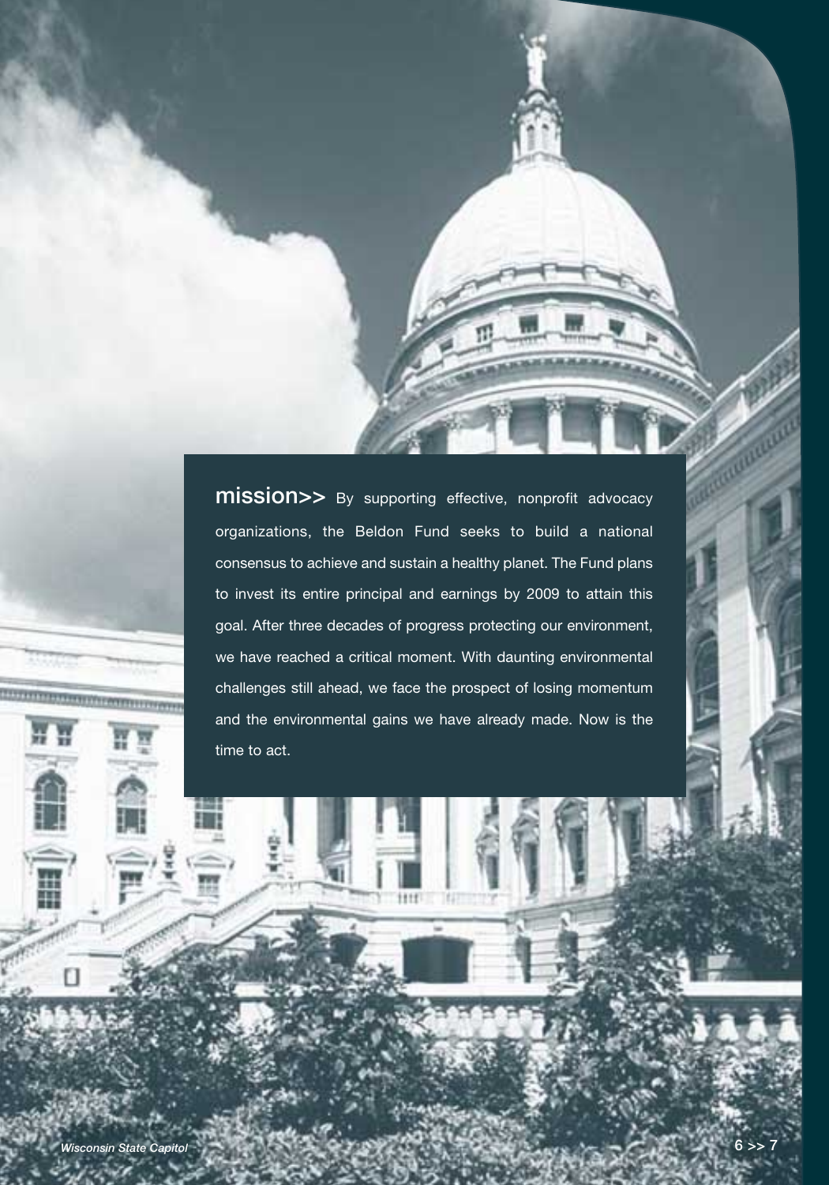**mission>>** By supporting effective, nonprofit advocacy organizations, the Beldon Fund seeks to build a national consensus to achieve and sustain a healthy planet. The Fund plans to invest its entire principal and earnings by 2009 to attain this goal. After three decades of progress protecting our environment, we have reached a critical moment. With daunting environmental challenges still ahead, we face the prospect of losing momentum and the environmental gains we have already made. Now is the time to act.

*Wisconsin State Capitol*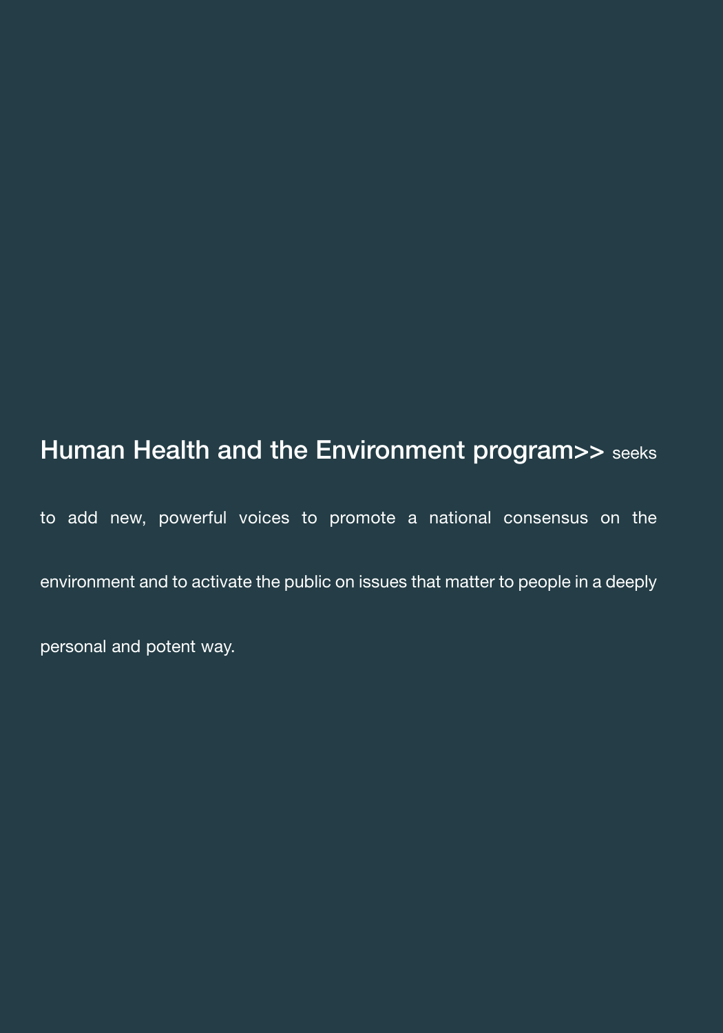**Human Health and the Environment program>>** seeks to add new, powerful voices to promote a national consensus on the environment and to activate the public on issues that matter to people in a deeply personal and potent way.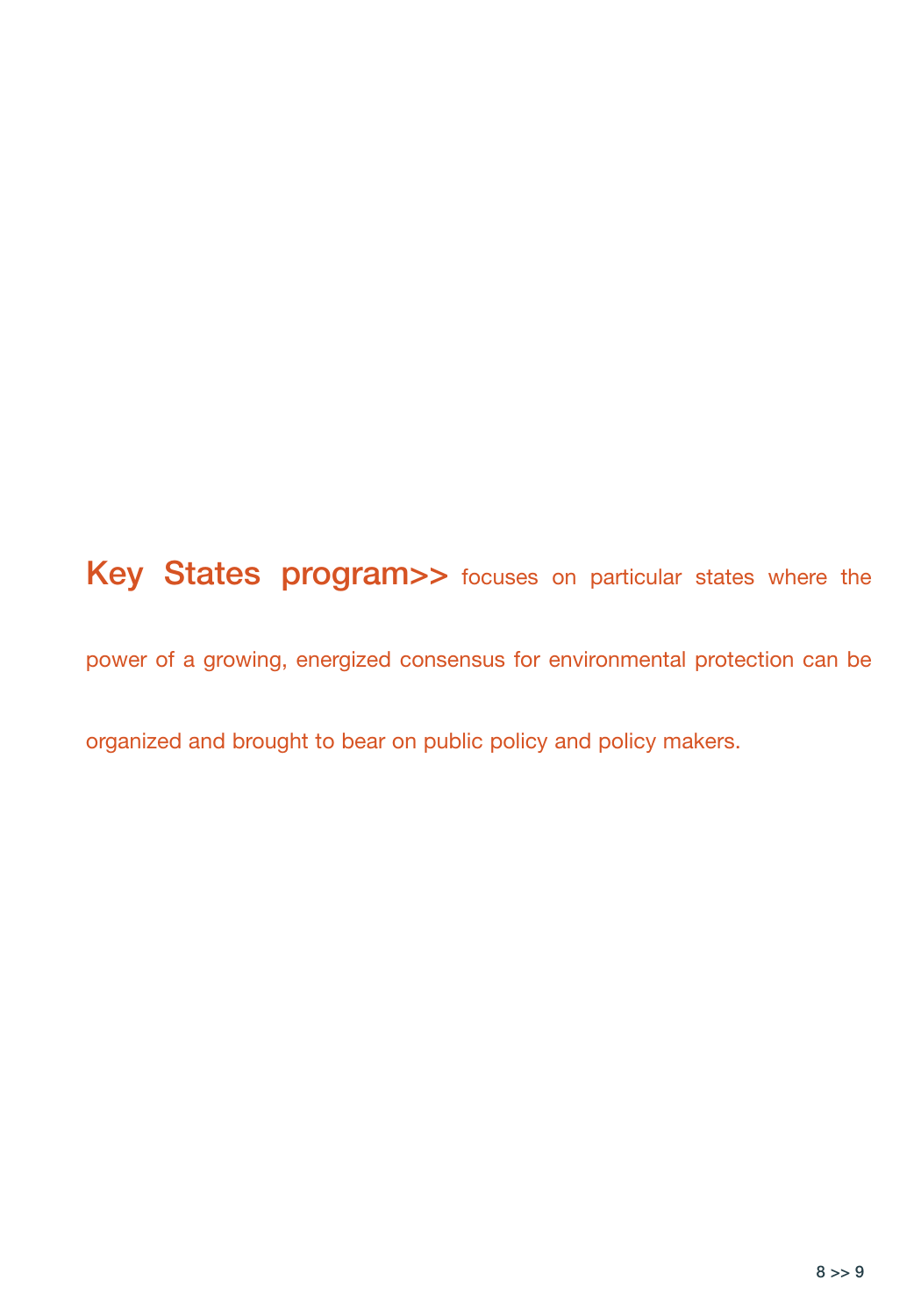**Key States program>>** focuses on particular states where the power of a growing, energized consensus for environmental protection can be organized and brought to bear on public policy and policy makers.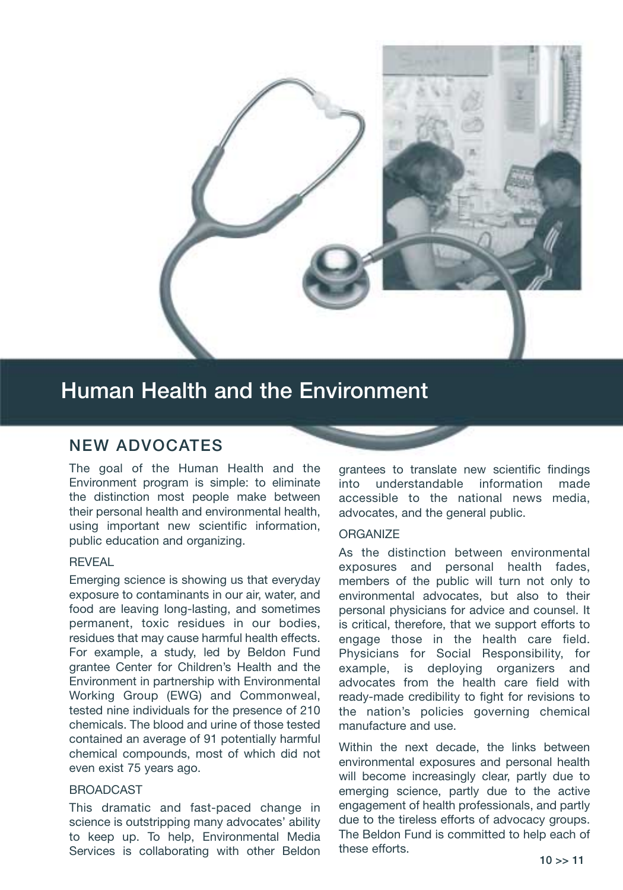# Human Health and the Environment

## NEW ADVOCATES

The goal of the Human Health and the Environment program is simple: to eliminate the distinction most people make between their personal health and environmental health, using important new scientific information, public education and organizing.

### REVEAL

Emerging science is showing us that everyday exposure to contaminants in our air, water, and food are leaving long-lasting, and sometimes permanent, toxic residues in our bodies, residues that may cause harmful health effects. For example, a study, led by Beldon Fund grantee Center for Children's Health and the Environment in partnership with Environmental Working Group (EWG) and Commonweal, tested nine individuals for the presence of 210 chemicals. The blood and urine of those tested contained an average of 91 potentially harmful chemical compounds, most of which did not even exist 75 years ago.

### BROADCAST

This dramatic and fast-paced change in science is outstripping many advocates' ability to keep up. To help, Environmental Media Services is collaborating with other Beldon grantees to translate new scientific findings into understandable information made accessible to the national news media, advocates, and the general public.

### ORGANIZE

As the distinction between environmental exposures and personal health fades, members of the public will turn not only to environmental advocates, but also to their personal physicians for advice and counsel. It is critical, therefore, that we support efforts to engage those in the health care field. Physicians for Social Responsibility, for example, is deploying organizers and advocates from the health care field with ready-made credibility to fight for revisions to the nation's policies governing chemical manufacture and use.

Within the next decade, the links between environmental exposures and personal health will become increasingly clear, partly due to emerging science, partly due to the active engagement of health professionals, and partly due to the tireless efforts of advocacy groups. The Beldon Fund is committed to help each of these efforts.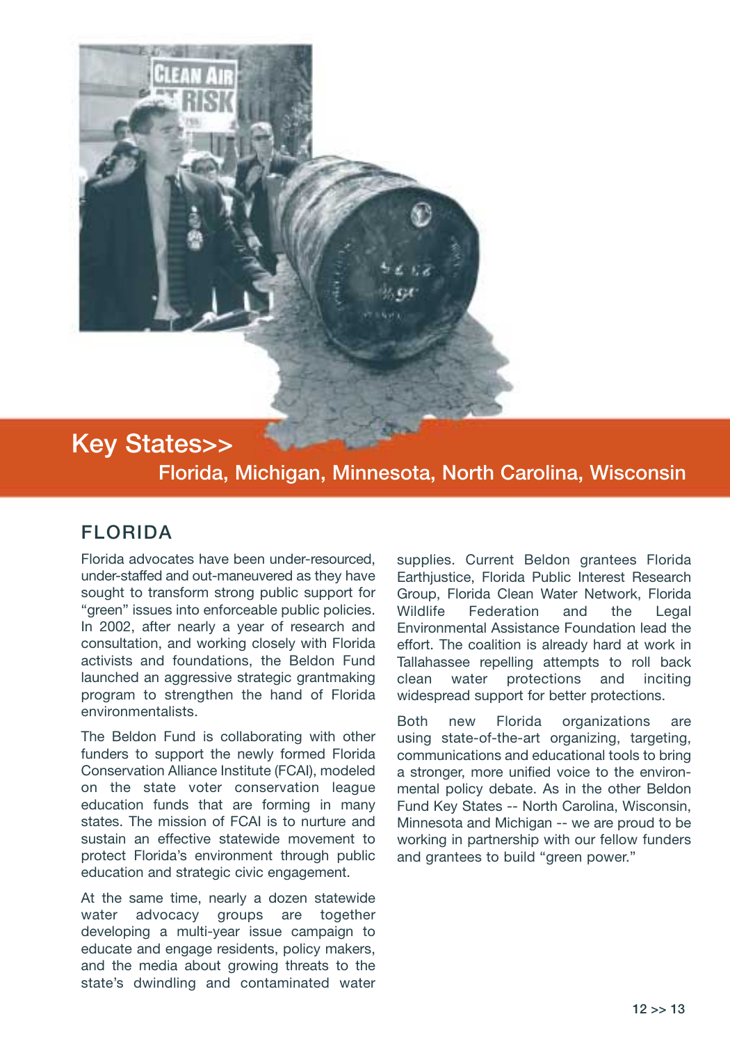# Key States>>

## Florida, Michigan, Minnesota, North Carolina, Wisconsin

### FLORIDA

Florida advocates have been under-resourced, under-staffed and out-maneuvered as they have sought to transform strong public support for "green" issues into enforceable public policies. In 2002, after nearly a year of research and consultation, and working closely with Florida activists and foundations, the Beldon Fund launched an aggressive strategic grantmaking program to strengthen the hand of Florida environmentalists.

The Beldon Fund is collaborating with other funders to support the newly formed Florida Conservation Alliance Institute (FCAI), modeled on the state voter conservation league education funds that are forming in many states. The mission of FCAI is to nurture and sustain an effective statewide movement to protect Florida's environment through public education and strategic civic engagement.

At the same time, nearly a dozen statewide water advocacy groups are together developing a multi-year issue campaign to educate and engage residents, policy makers, and the media about growing threats to the state's dwindling and contaminated water supplies. Current Beldon grantees Florida Earthjustice, Florida Public Interest Research Group, Florida Clean Water Network, Florida Wildlife Federation and the Legal Environmental Assistance Foundation lead the effort. The coalition is already hard at work in Tallahassee repelling attempts to roll back clean water protections and inciting widespread support for better protections.

Both new Florida organizations are using state-of-the-art organizing, targeting, communications and educational tools to bring a stronger, more unified voice to the environmental policy debate. As in the other Beldon Fund Key States -- North Carolina, Wisconsin, Minnesota and Michigan -- we are proud to be working in partnership with our fellow funders and grantees to build "green power."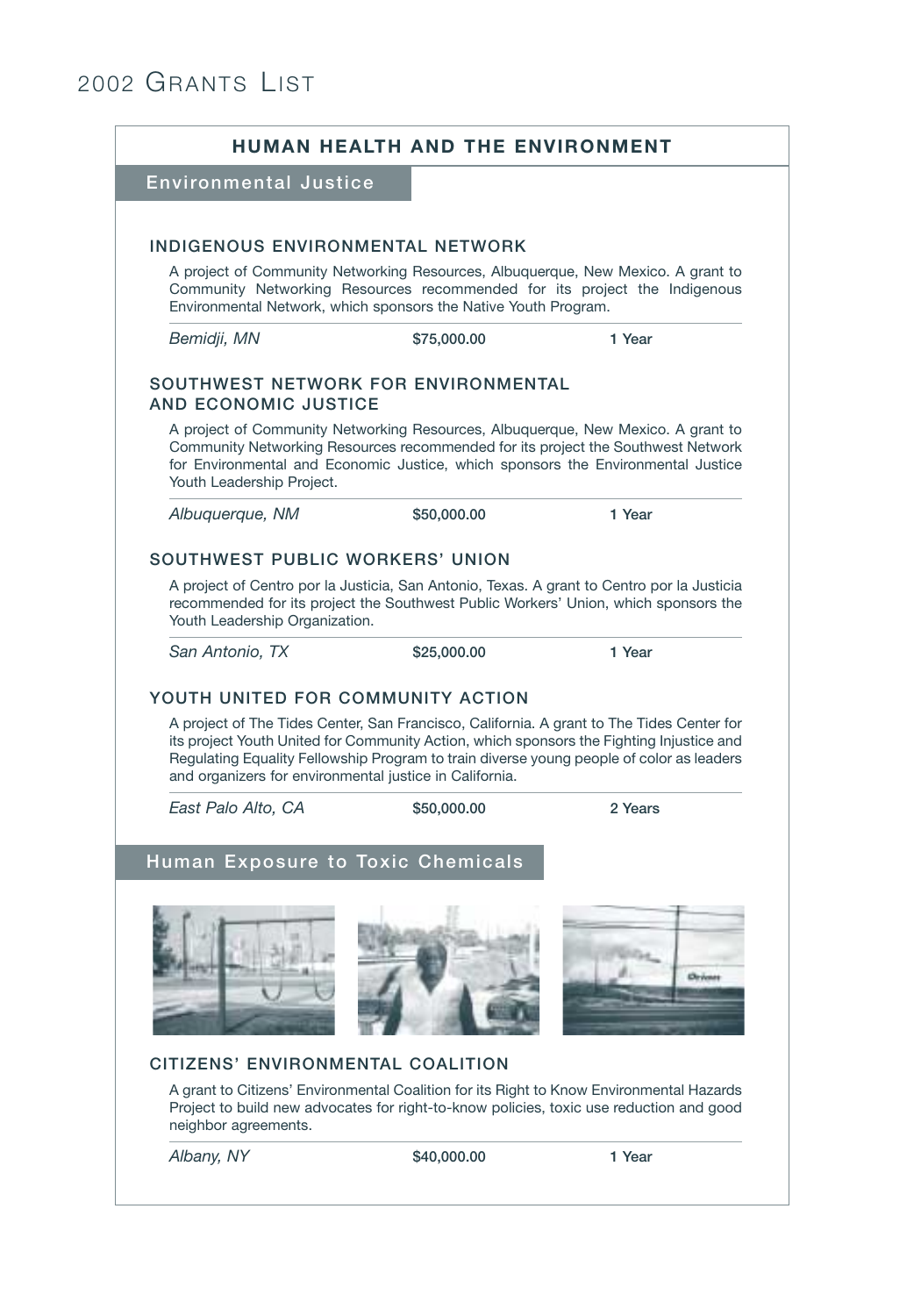# 2002 Grants List

## HUMAN HEALTH AND THE ENVIRONMENT

### Environmental Justice

#### INDIGENOUS ENVIRONMENTAL NETWORK

A project of Community Networking Resources, Albuquerque, New Mexico. A grant to Community Networking Resources recommended for its project the Indigenous Environmental Network, which sponsors the Native Youth Program.

*Bemidji, MN* **$75,000.00** **1 Year**

#### SOUTHWEST NETWORK FOR ENVIRONMENTAL AND ECONOMIC JUSTICE

A project of Community Networking Resources, Albuquerque, New Mexico. A grant to Community Networking Resources recommended for its project the Southwest Network for Environmental and Economic Justice, which sponsors the Environmental Justice Youth Leadership Project.

*Albuquerque, NM* **$50,000.00** **1 Year**

#### SOUTHWEST PUBLIC WORKERS' UNION

A project of Centro por la Justicia, San Antonio, Texas. A grant to Centro por la Justicia recommended for its project the Southwest Public Workers' Union, which sponsors the Youth Leadership Organization.

*San Antonio, TX* **$25,000.00** **1 Year**

#### YOUTH UNITED FOR COMMUNITY ACTION

A project of The Tides Center, San Francisco, California. A grant to The Tides Center for its project Youth United for Community Action, which sponsors the Fighting Injustice and Regulating Equality Fellowship Program to train diverse young people of color as leaders and organizers for environmental justice in California.

*East Palo Alto, CA* **$50,000.00** **2 Years**

### Human Exposure to Toxic Chemicals

#### CITIZENS' ENVIRONMENTAL COALITION

A grant to Citizens' Environmental Coalition for its Right to Know Environmental Hazards Project to build new advocates for right-to-know policies, toxic use reduction and good neighbor agreements.

*Albany, NY* **$40,000.00** **1 Year**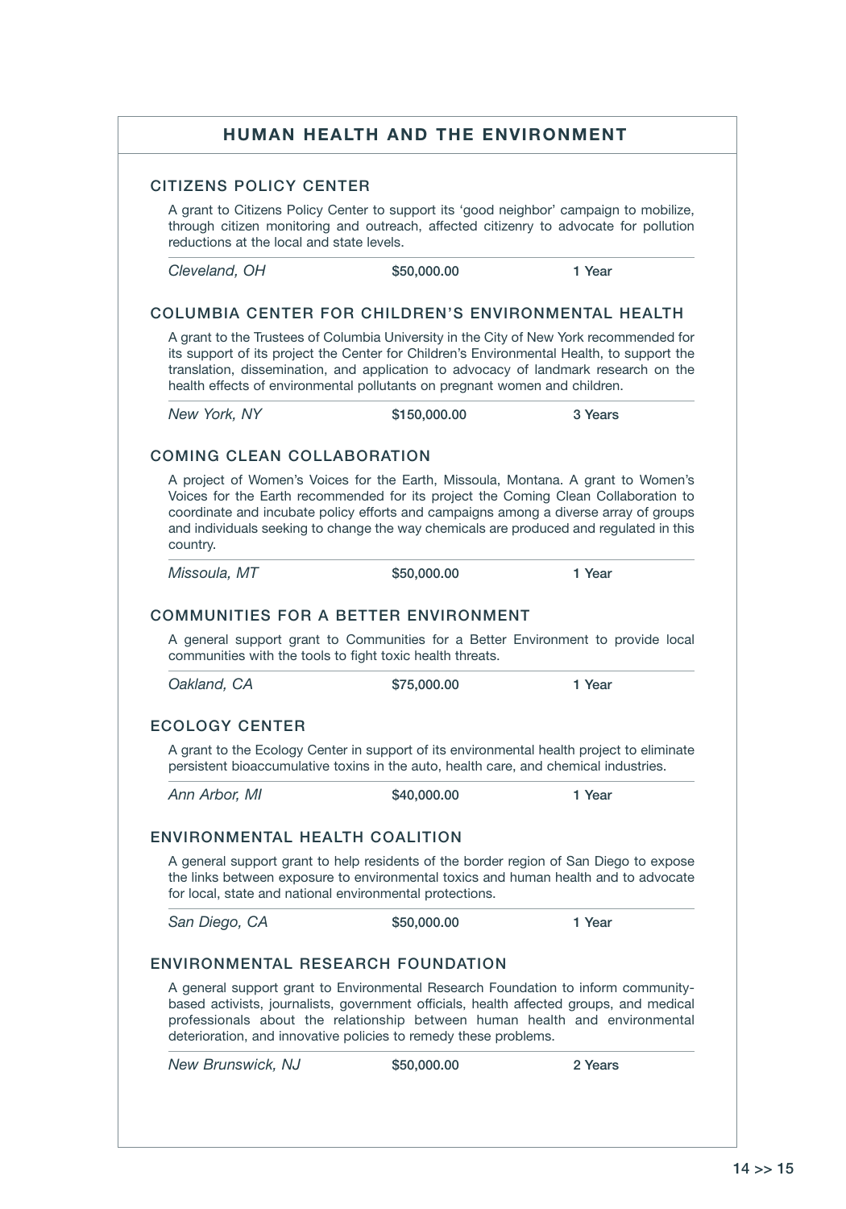## HUMAN HEALTH AND THE ENVIRONMENT

### CITIZENS POLICY CENTER

A grant to Citizens Policy Center to support its 'good neighbor' campaign to mobilize, through citizen monitoring and outreach, affected citizenry to advocate for pollution reductions at the local and state levels.

| *Cleveland, OH* | $50,000.00 | 1 Year |
|---|---|---|

### COLUMBIA CENTER FOR CHILDREN'S ENVIRONMENTAL HEALTH

A grant to the Trustees of Columbia University in the City of New York recommended for its support of its project the Center for Children's Environmental Health, to support the translation, dissemination, and application to advocacy of landmark research on the health effects of environmental pollutants on pregnant women and children.

| *New York, NY* | $150,000.00 | 3 Years |
|---|---|---|

### COMING CLEAN COLLABORATION

A project of Women's Voices for the Earth, Missoula, Montana. A grant to Women's Voices for the Earth recommended for its project the Coming Clean Collaboration to coordinate and incubate policy efforts and campaigns among a diverse array of groups and individuals seeking to change the way chemicals are produced and regulated in this country.

| *Missoula, MT* | $50,000.00 | 1 Year |
|---|---|---|

### COMMUNITIES FOR A BETTER ENVIRONMENT

A general support grant to Communities for a Better Environment to provide local communities with the tools to fight toxic health threats.

| *Oakland, CA* | $75,000.00 | 1 Year |
|---|---|---|

### ECOLOGY CENTER

A grant to the Ecology Center in support of its environmental health project to eliminate persistent bioaccumulative toxins in the auto, health care, and chemical industries.

| *Ann Arbor, MI* | $40,000.00 | 1 Year |
|---|---|---|

### ENVIRONMENTAL HEALTH COALITION

A general support grant to help residents of the border region of San Diego to expose the links between exposure to environmental toxics and human health and to advocate for local, state and national environmental protections.

| *San Diego, CA* | $50,000.00 | 1 Year |
|---|---|---|

### ENVIRONMENTAL RESEARCH FOUNDATION

A general support grant to Environmental Research Foundation to inform community-based activists, journalists, government officials, health affected groups, and medical professionals about the relationship between human health and environmental deterioration, and innovative policies to remedy these problems.

| *New Brunswick, NJ* | $50,000.00 | 2 Years |
|---|---|---|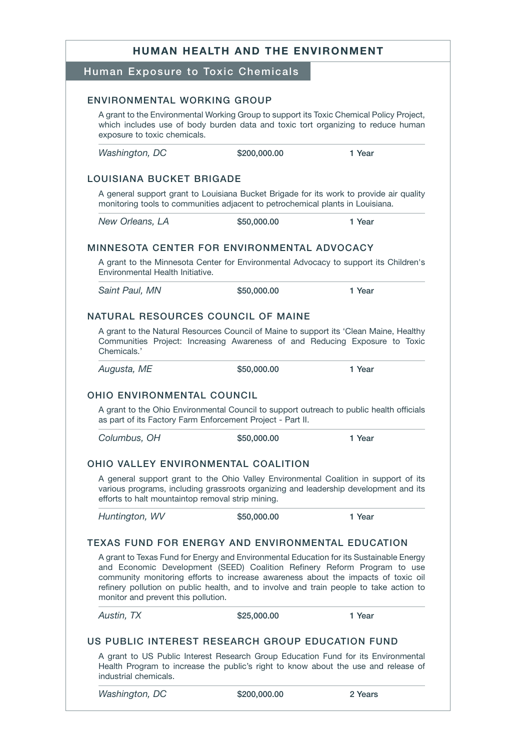# HUMAN HEALTH AND THE ENVIRONMENT

## Human Exposure to Toxic Chemicals

### ENVIRONMENTAL WORKING GROUP

A grant to the Environmental Working Group to support its Toxic Chemical Policy Project, which includes use of body burden data and toxic tort organizing to reduce human exposure to toxic chemicals.

*Washington, DC* — **$200,000.00** — **1 Year**

### LOUISIANA BUCKET BRIGADE

A general support grant to Louisiana Bucket Brigade for its work to provide air quality monitoring tools to communities adjacent to petrochemical plants in Louisiana.

*New Orleans, LA* — **$50,000.00** — **1 Year**

### MINNESOTA CENTER FOR ENVIRONMENTAL ADVOCACY

A grant to the Minnesota Center for Environmental Advocacy to support its Children's Environmental Health Initiative.

*Saint Paul, MN* — **$50,000.00** — **1 Year**

### NATURAL RESOURCES COUNCIL OF MAINE

A grant to the Natural Resources Council of Maine to support its 'Clean Maine, Healthy Communities Project: Increasing Awareness of and Reducing Exposure to Toxic Chemicals.'

*Augusta, ME* — **$50,000.00** — **1 Year**

### OHIO ENVIRONMENTAL COUNCIL

A grant to the Ohio Environmental Council to support outreach to public health officials as part of its Factory Farm Enforcement Project - Part II.

*Columbus, OH* — **$50,000.00** — **1 Year**

### OHIO VALLEY ENVIRONMENTAL COALITION

A general support grant to the Ohio Valley Environmental Coalition in support of its various programs, including grassroots organizing and leadership development and its efforts to halt mountaintop removal strip mining.

*Huntington, WV* — **$50,000.00** — **1 Year**

### TEXAS FUND FOR ENERGY AND ENVIRONMENTAL EDUCATION

A grant to Texas Fund for Energy and Environmental Education for its Sustainable Energy and Economic Development (SEED) Coalition Refinery Reform Program to use community monitoring efforts to increase awareness about the impacts of toxic oil refinery pollution on public health, and to involve and train people to take action to monitor and prevent this pollution.

*Austin, TX* — **$25,000.00** — **1 Year**

### US PUBLIC INTEREST RESEARCH GROUP EDUCATION FUND

A grant to US Public Interest Research Group Education Fund for its Environmental Health Program to increase the public's right to know about the use and release of industrial chemicals.

*Washington, DC* — **$200,000.00** — **2 Years**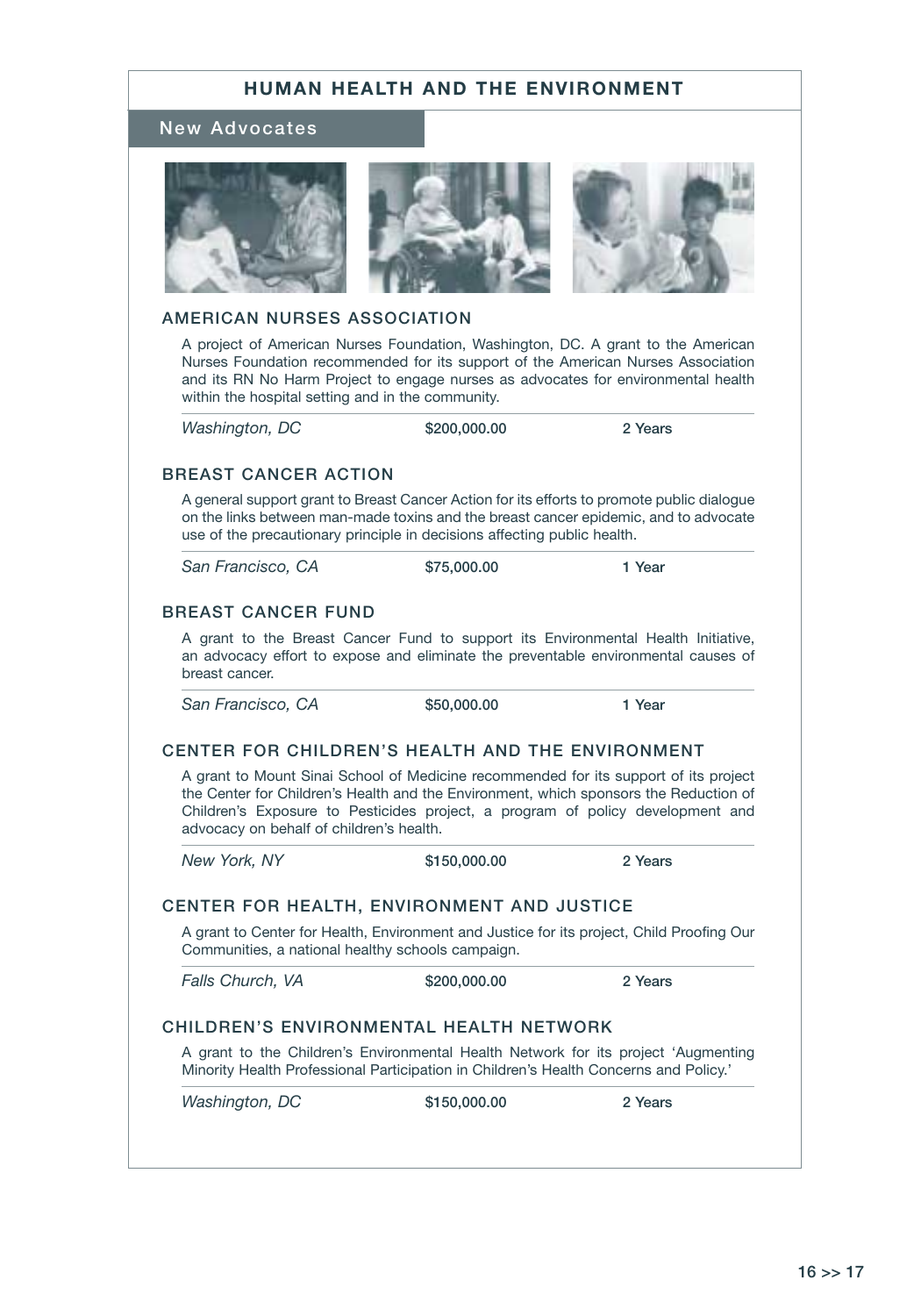# HUMAN HEALTH AND THE ENVIRONMENT

## New Advocates

### AMERICAN NURSES ASSOCIATION

A project of American Nurses Foundation, Washington, DC. A grant to the American Nurses Foundation recommended for its support of the American Nurses Association and its RN No Harm Project to engage nurses as advocates for environmental health within the hospital setting and in the community.

*Washington, DC* | $200,000.00 | 2 Years

### BREAST CANCER ACTION

A general support grant to Breast Cancer Action for its efforts to promote public dialogue on the links between man-made toxins and the breast cancer epidemic, and to advocate use of the precautionary principle in decisions affecting public health.

*San Francisco, CA* | $75,000.00 | 1 Year

### BREAST CANCER FUND

A grant to the Breast Cancer Fund to support its Environmental Health Initiative, an advocacy effort to expose and eliminate the preventable environmental causes of breast cancer.

*San Francisco, CA* | $50,000.00 | 1 Year

### CENTER FOR CHILDREN'S HEALTH AND THE ENVIRONMENT

A grant to Mount Sinai School of Medicine recommended for its support of its project the Center for Children's Health and the Environment, which sponsors the Reduction of Children's Exposure to Pesticides project, a program of policy development and advocacy on behalf of children's health.

*New York, NY* | $150,000.00 | 2 Years

### CENTER FOR HEALTH, ENVIRONMENT AND JUSTICE

A grant to Center for Health, Environment and Justice for its project, Child Proofing Our Communities, a national healthy schools campaign.

*Falls Church, VA* | $200,000.00 | 2 Years

### CHILDREN'S ENVIRONMENTAL HEALTH NETWORK

A grant to the Children's Environmental Health Network for its project 'Augmenting Minority Health Professional Participation in Children's Health Concerns and Policy.'

*Washington, DC* | $150,000.00 | 2 Years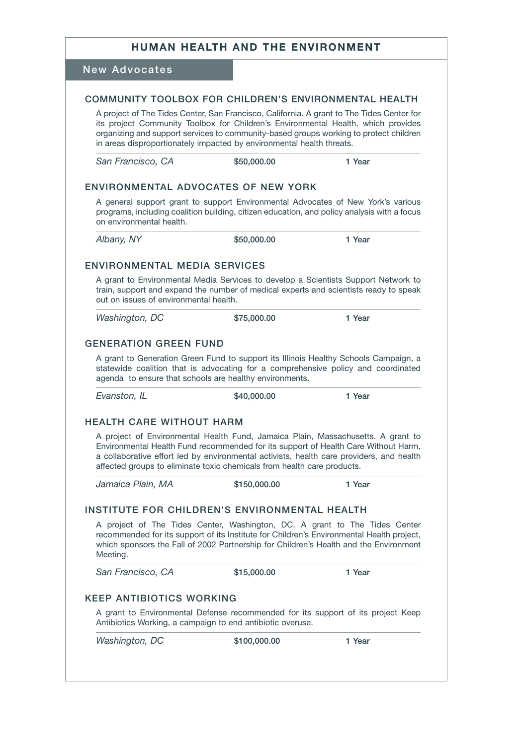# HUMAN HEALTH AND THE ENVIRONMENT

## New Advocates

### COMMUNITY TOOLBOX FOR CHILDREN'S ENVIRONMENTAL HEALTH

A project of The Tides Center, San Francisco, California. A grant to The Tides Center for its project Community Toolbox for Children's Environmental Health, which provides organizing and support services to community-based groups working to protect children in areas disproportionately impacted by environmental health threats.

*San Francisco, CA* | **$50,000.00** | **1 Year**

### ENVIRONMENTAL ADVOCATES OF NEW YORK

A general support grant to support Environmental Advocates of New York's various programs, including coalition building, citizen education, and policy analysis with a focus on environmental health.

*Albany, NY* | **$50,000.00** | **1 Year**

### ENVIRONMENTAL MEDIA SERVICES

A grant to Environmental Media Services to develop a Scientists Support Network to train, support and expand the number of medical experts and scientists ready to speak out on issues of environmental health.

*Washington, DC* | **$75,000.00** | **1 Year**

### GENERATION GREEN FUND

A grant to Generation Green Fund to support its Illinois Healthy Schools Campaign, a statewide coalition that is advocating for a comprehensive policy and coordinated agenda to ensure that schools are healthy environments.

*Evanston, IL* | **$40,000.00** | **1 Year**

### HEALTH CARE WITHOUT HARM

A project of Environmental Health Fund, Jamaica Plain, Massachusetts. A grant to Environmental Health Fund recommended for its support of Health Care Without Harm, a collaborative effort led by environmental activists, health care providers, and health affected groups to eliminate toxic chemicals from health care products.

*Jamaica Plain, MA* | **$150,000.00** | **1 Year**

### INSTITUTE FOR CHILDREN'S ENVIRONMENTAL HEALTH

A project of The Tides Center, Washington, DC. A grant to The Tides Center recommended for its support of its Institute for Children's Environmental Health project, which sponsors the Fall of 2002 Partnership for Children's Health and the Environment Meeting.

*San Francisco, CA* | **$15,000.00** | **1 Year**

### KEEP ANTIBIOTICS WORKING

A grant to Environmental Defense recommended for its support of its project Keep Antibiotics Working, a campaign to end antibiotic overuse.

*Washington, DC* | **$100,000.00** | **1 Year**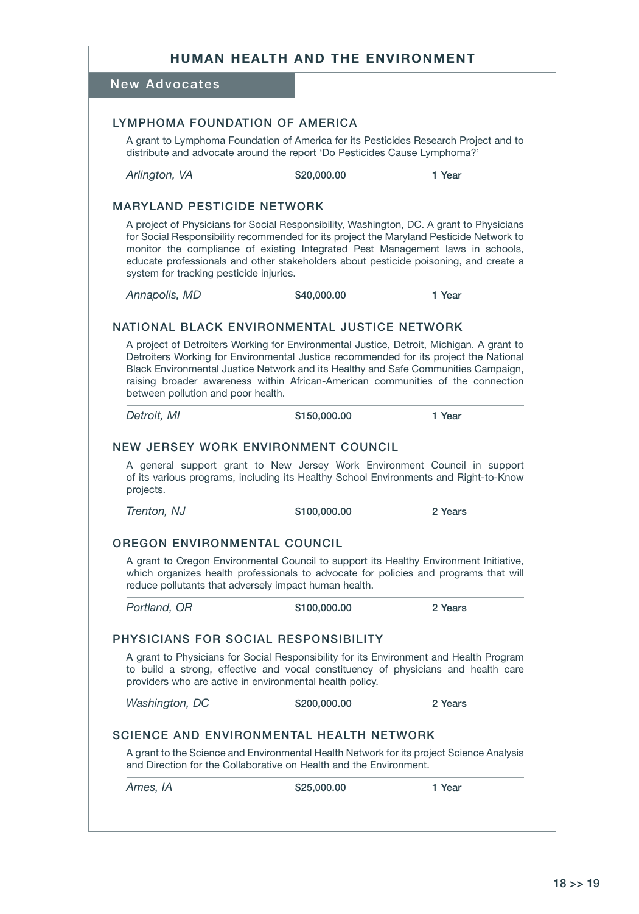# HUMAN HEALTH AND THE ENVIRONMENT

## New Advocates

### LYMPHOMA FOUNDATION OF AMERICA

A grant to Lymphoma Foundation of America for its Pesticides Research Project and to distribute and advocate around the report 'Do Pesticides Cause Lymphoma?'

| *Arlington, VA* | **$20,000.00** | **1 Year** |
|---|---|---|

### MARYLAND PESTICIDE NETWORK

A project of Physicians for Social Responsibility, Washington, DC. A grant to Physicians for Social Responsibility recommended for its project the Maryland Pesticide Network to monitor the compliance of existing Integrated Pest Management laws in schools, educate professionals and other stakeholders about pesticide poisoning, and create a system for tracking pesticide injuries.

| *Annapolis, MD* | **$40,000.00** | **1 Year** |
|---|---|---|

### NATIONAL BLACK ENVIRONMENTAL JUSTICE NETWORK

A project of Detroiters Working for Environmental Justice, Detroit, Michigan. A grant to Detroiters Working for Environmental Justice recommended for its project the National Black Environmental Justice Network and its Healthy and Safe Communities Campaign, raising broader awareness within African-American communities of the connection between pollution and poor health.

| *Detroit, MI* | **$150,000.00** | **1 Year** |
|---|---|---|

### NEW JERSEY WORK ENVIRONMENT COUNCIL

A general support grant to New Jersey Work Environment Council in support of its various programs, including its Healthy School Environments and Right-to-Know projects.

| *Trenton, NJ* | **$100,000.00** | **2 Years** |
|---|---|---|

### OREGON ENVIRONMENTAL COUNCIL

A grant to Oregon Environmental Council to support its Healthy Environment Initiative, which organizes health professionals to advocate for policies and programs that will reduce pollutants that adversely impact human health.

| *Portland, OR* | **$100,000.00** | **2 Years** |
|---|---|---|

### PHYSICIANS FOR SOCIAL RESPONSIBILITY

A grant to Physicians for Social Responsibility for its Environment and Health Program to build a strong, effective and vocal constituency of physicians and health care providers who are active in environmental health policy.

| *Washington, DC* | **$200,000.00** | **2 Years** |
|---|---|---|

### SCIENCE AND ENVIRONMENTAL HEALTH NETWORK

A grant to the Science and Environmental Health Network for its project Science Analysis and Direction for the Collaborative on Health and the Environment.

| *Ames, IA* | **$25,000.00** | **1 Year** |
|---|---|---|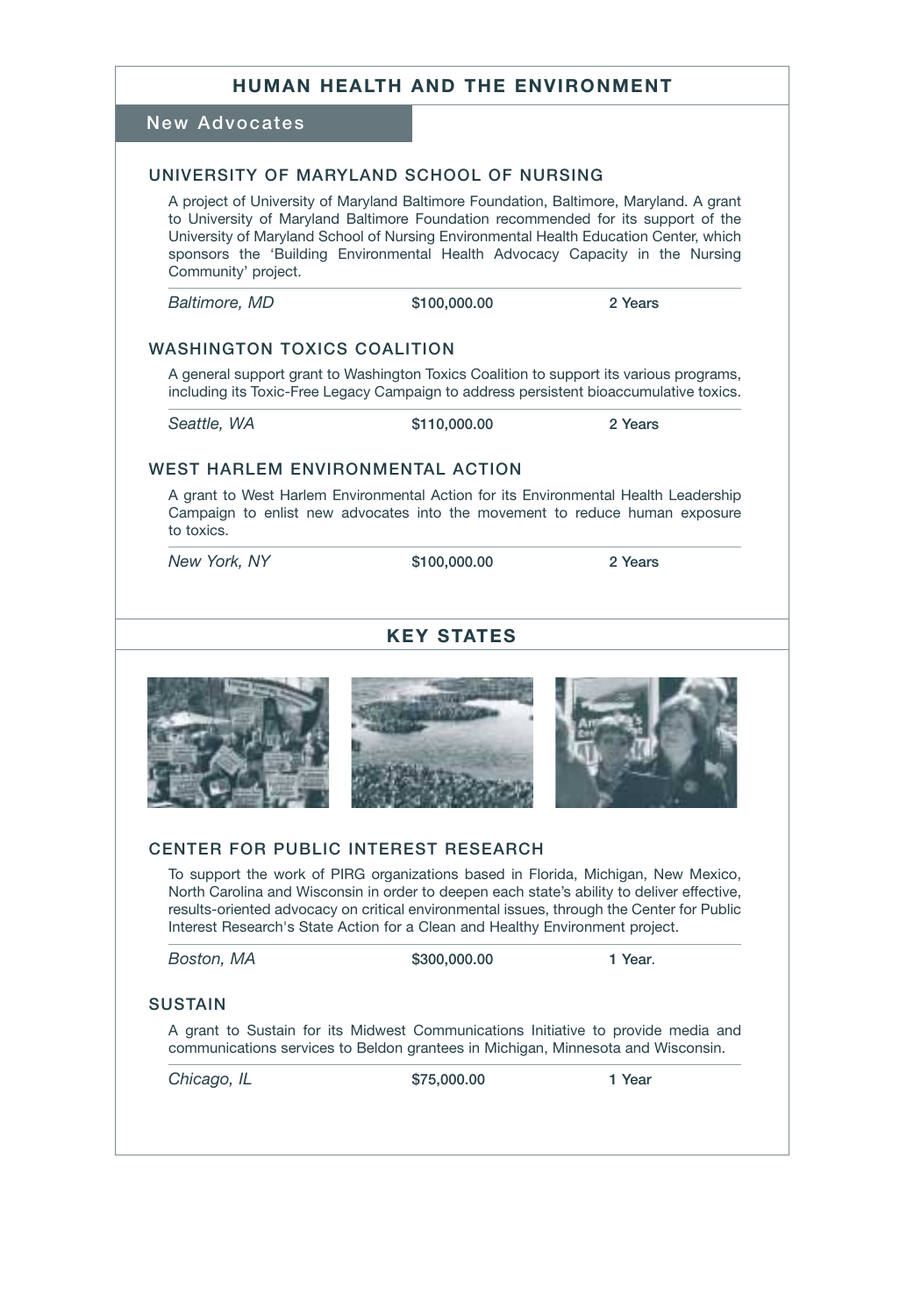# HUMAN HEALTH AND THE ENVIRONMENT

## New Advocates

### UNIVERSITY OF MARYLAND SCHOOL OF NURSING

A project of University of Maryland Baltimore Foundation, Baltimore, Maryland. A grant to University of Maryland Baltimore Foundation recommended for its support of the University of Maryland School of Nursing Environmental Health Education Center, which sponsors the 'Building Environmental Health Advocacy Capacity in the Nursing Community' project.

*Baltimore, MD* | $100,000.00 | 2 Years

### WASHINGTON TOXICS COALITION

A general support grant to Washington Toxics Coalition to support its various programs, including its Toxic-Free Legacy Campaign to address persistent bioaccumulative toxics.

*Seattle, WA* | $110,000.00 | 2 Years

### WEST HARLEM ENVIRONMENTAL ACTION

A grant to West Harlem Environmental Action for its Environmental Health Leadership Campaign to enlist new advocates into the movement to reduce human exposure to toxics.

*New York, NY* | $100,000.00 | 2 Years

# KEY STATES

### CENTER FOR PUBLIC INTEREST RESEARCH

To support the work of PIRG organizations based in Florida, Michigan, New Mexico, North Carolina and Wisconsin in order to deepen each state's ability to deliver effective, results-oriented advocacy on critical environmental issues, through the Center for Public Interest Research's State Action for a Clean and Healthy Environment project.

*Boston, MA* | $300,000.00 | 1 Year.

### SUSTAIN

A grant to Sustain for its Midwest Communications Initiative to provide media and communications services to Beldon grantees in Michigan, Minnesota and Wisconsin.

*Chicago, IL* | $75,000.00 | 1 Year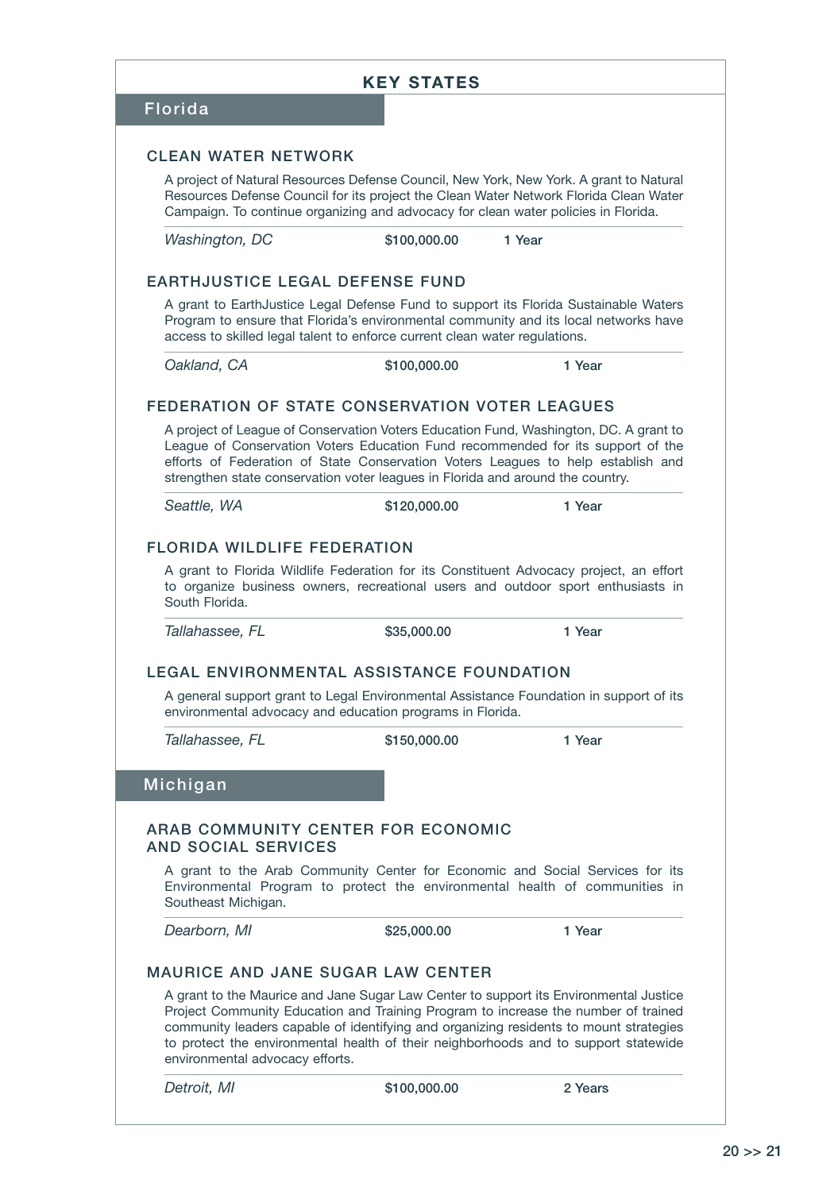# KEY STATES

## Florida

### CLEAN WATER NETWORK

A project of Natural Resources Defense Council, New York, New York. A grant to Natural Resources Defense Council for its project the Clean Water Network Florida Clean Water Campaign. To continue organizing and advocacy for clean water policies in Florida.

*Washington, DC* | $100,000.00 | 1 Year

### EARTHJUSTICE LEGAL DEFENSE FUND

A grant to EarthJustice Legal Defense Fund to support its Florida Sustainable Waters Program to ensure that Florida's environmental community and its local networks have access to skilled legal talent to enforce current clean water regulations.

*Oakland, CA* | $100,000.00 | 1 Year

### FEDERATION OF STATE CONSERVATION VOTER LEAGUES

A project of League of Conservation Voters Education Fund, Washington, DC. A grant to League of Conservation Voters Education Fund recommended for its support of the efforts of Federation of State Conservation Voters Leagues to help establish and strengthen state conservation voter leagues in Florida and around the country.

*Seattle, WA* | $120,000.00 | 1 Year

### FLORIDA WILDLIFE FEDERATION

A grant to Florida Wildlife Federation for its Constituent Advocacy project, an effort to organize business owners, recreational users and outdoor sport enthusiasts in South Florida.

*Tallahassee, FL* | $35,000.00 | 1 Year

### LEGAL ENVIRONMENTAL ASSISTANCE FOUNDATION

A general support grant to Legal Environmental Assistance Foundation in support of its environmental advocacy and education programs in Florida.

*Tallahassee, FL* | $150,000.00 | 1 Year

## Michigan

### ARAB COMMUNITY CENTER FOR ECONOMIC AND SOCIAL SERVICES

A grant to the Arab Community Center for Economic and Social Services for its Environmental Program to protect the environmental health of communities in Southeast Michigan.

*Dearborn, MI* | $25,000.00 | 1 Year

### MAURICE AND JANE SUGAR LAW CENTER

A grant to the Maurice and Jane Sugar Law Center to support its Environmental Justice Project Community Education and Training Program to increase the number of trained community leaders capable of identifying and organizing residents to mount strategies to protect the environmental health of their neighborhoods and to support statewide environmental advocacy efforts.

*Detroit, MI* | $100,000.00 | 2 Years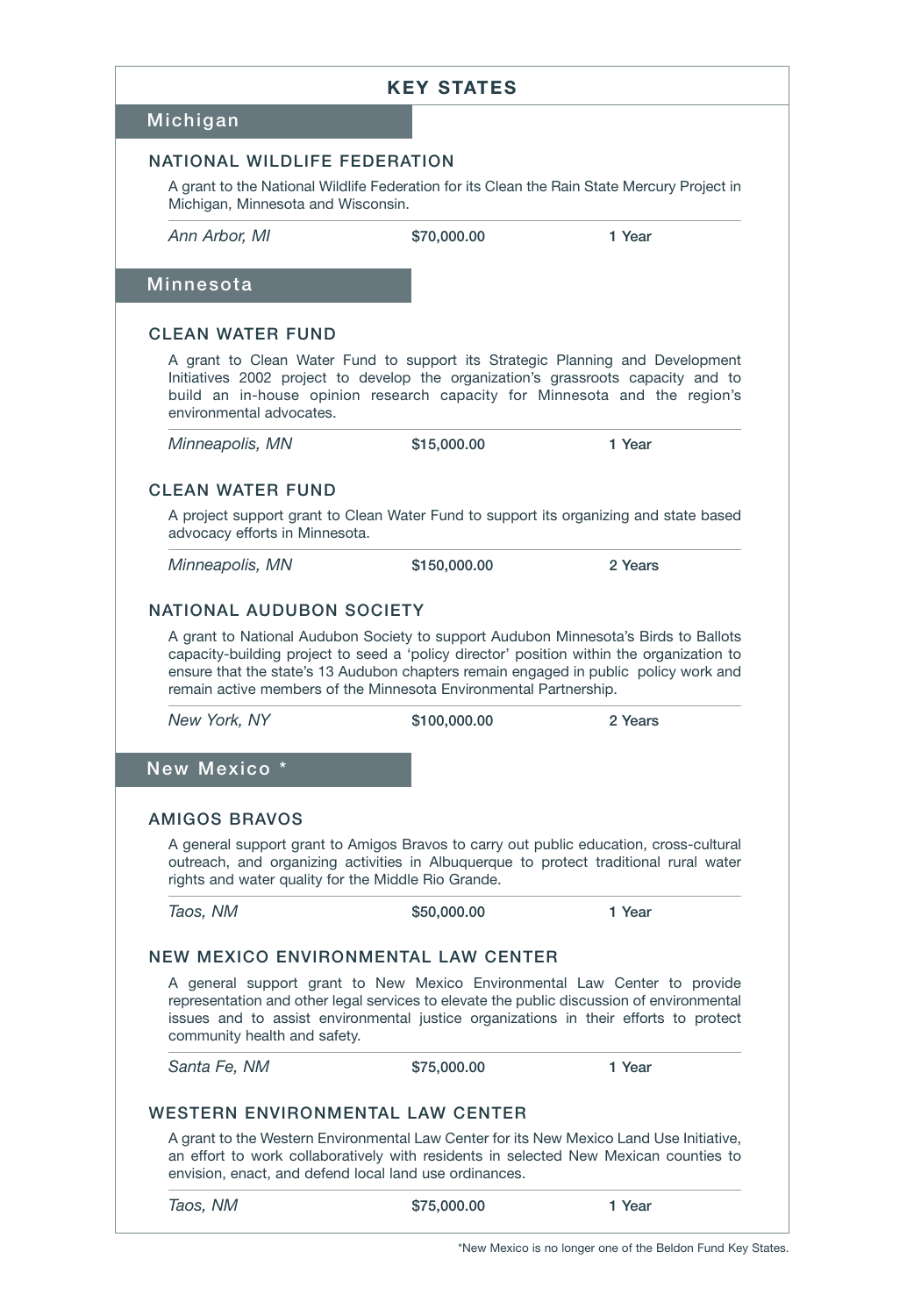# KEY STATES

## Michigan

### NATIONAL WILDLIFE FEDERATION

A grant to the National Wildlife Federation for its Clean the Rain State Mercury Project in Michigan, Minnesota and Wisconsin.

| *Ann Arbor, MI* | **$70,000.00** | **1 Year** |
|---|---|---|

## Minnesota

### CLEAN WATER FUND

A grant to Clean Water Fund to support its Strategic Planning and Development Initiatives 2002 project to develop the organization's grassroots capacity and to build an in-house opinion research capacity for Minnesota and the region's environmental advocates.

| *Minneapolis, MN* | **$15,000.00** | **1 Year** |
|---|---|---|

### CLEAN WATER FUND

A project support grant to Clean Water Fund to support its organizing and state based advocacy efforts in Minnesota.

| *Minneapolis, MN* | **$150,000.00** | **2 Years** |
|---|---|---|

### NATIONAL AUDUBON SOCIETY

A grant to National Audubon Society to support Audubon Minnesota's Birds to Ballots capacity-building project to seed a 'policy director' position within the organization to ensure that the state's 13 Audubon chapters remain engaged in public policy work and remain active members of the Minnesota Environmental Partnership.

| *New York, NY* | **$100,000.00** | **2 Years** |
|---|---|---|

## New Mexico *

### AMIGOS BRAVOS

A general support grant to Amigos Bravos to carry out public education, cross-cultural outreach, and organizing activities in Albuquerque to protect traditional rural water rights and water quality for the Middle Rio Grande.

| *Taos, NM* | **$50,000.00** | **1 Year** |
|---|---|---|

### NEW MEXICO ENVIRONMENTAL LAW CENTER

A general support grant to New Mexico Environmental Law Center to provide representation and other legal services to elevate the public discussion of environmental issues and to assist environmental justice organizations in their efforts to protect community health and safety.

| *Santa Fe, NM* | **$75,000.00** | **1 Year** |
|---|---|---|

### WESTERN ENVIRONMENTAL LAW CENTER

A grant to the Western Environmental Law Center for its New Mexico Land Use Initiative, an effort to work collaboratively with residents in selected New Mexican counties to envision, enact, and defend local land use ordinances.

| *Taos, NM* | **$75,000.00** | **1 Year** |
|---|---|---|

*New Mexico is no longer one of the Beldon Fund Key States.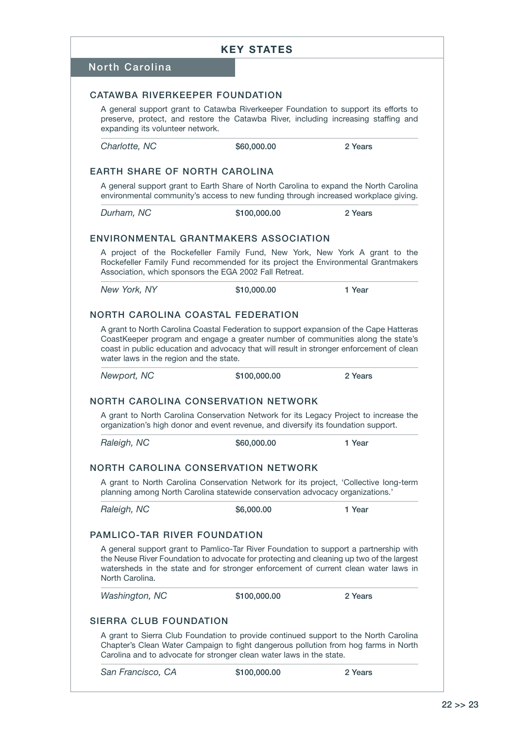# KEY STATES

## North Carolina

### CATAWBA RIVERKEEPER FOUNDATION

A general support grant to Catawba Riverkeeper Foundation to support its efforts to preserve, protect, and restore the Catawba River, including increasing staffing and expanding its volunteer network.

| *Charlotte, NC* | $60,000.00 | 2 Years |
|---|---|---|

### EARTH SHARE OF NORTH CAROLINA

A general support grant to Earth Share of North Carolina to expand the North Carolina environmental community's access to new funding through increased workplace giving.

| *Durham, NC* | $100,000.00 | 2 Years |
|---|---|---|

### ENVIRONMENTAL GRANTMAKERS ASSOCIATION

A project of the Rockefeller Family Fund, New York, New York A grant to the Rockefeller Family Fund recommended for its project the Environmental Grantmakers Association, which sponsors the EGA 2002 Fall Retreat.

| *New York, NY* | $10,000.00 | 1 Year |
|---|---|---|

### NORTH CAROLINA COASTAL FEDERATION

A grant to North Carolina Coastal Federation to support expansion of the Cape Hatteras CoastKeeper program and engage a greater number of communities along the state's coast in public education and advocacy that will result in stronger enforcement of clean water laws in the region and the state.

| *Newport, NC* | $100,000.00 | 2 Years |
|---|---|---|

### NORTH CAROLINA CONSERVATION NETWORK

A grant to North Carolina Conservation Network for its Legacy Project to increase the organization's high donor and event revenue, and diversify its foundation support.

| *Raleigh, NC* | $60,000.00 | 1 Year |
|---|---|---|

### NORTH CAROLINA CONSERVATION NETWORK

A grant to North Carolina Conservation Network for its project, 'Collective long-term planning among North Carolina statewide conservation advocacy organizations.'

| *Raleigh, NC* | $6,000.00 | 1 Year |
|---|---|---|

### PAMLICO-TAR RIVER FOUNDATION

A general support grant to Pamlico-Tar River Foundation to support a partnership with the Neuse River Foundation to advocate for protecting and cleaning up two of the largest watersheds in the state and for stronger enforcement of current clean water laws in North Carolina.

| *Washington, NC* | $100,000.00 | 2 Years |
|---|---|---|

### SIERRA CLUB FOUNDATION

A grant to Sierra Club Foundation to provide continued support to the North Carolina Chapter's Clean Water Campaign to fight dangerous pollution from hog farms in North Carolina and to advocate for stronger clean water laws in the state.

| *San Francisco, CA* | $100,000.00 | 2 Years |
|---|---|---|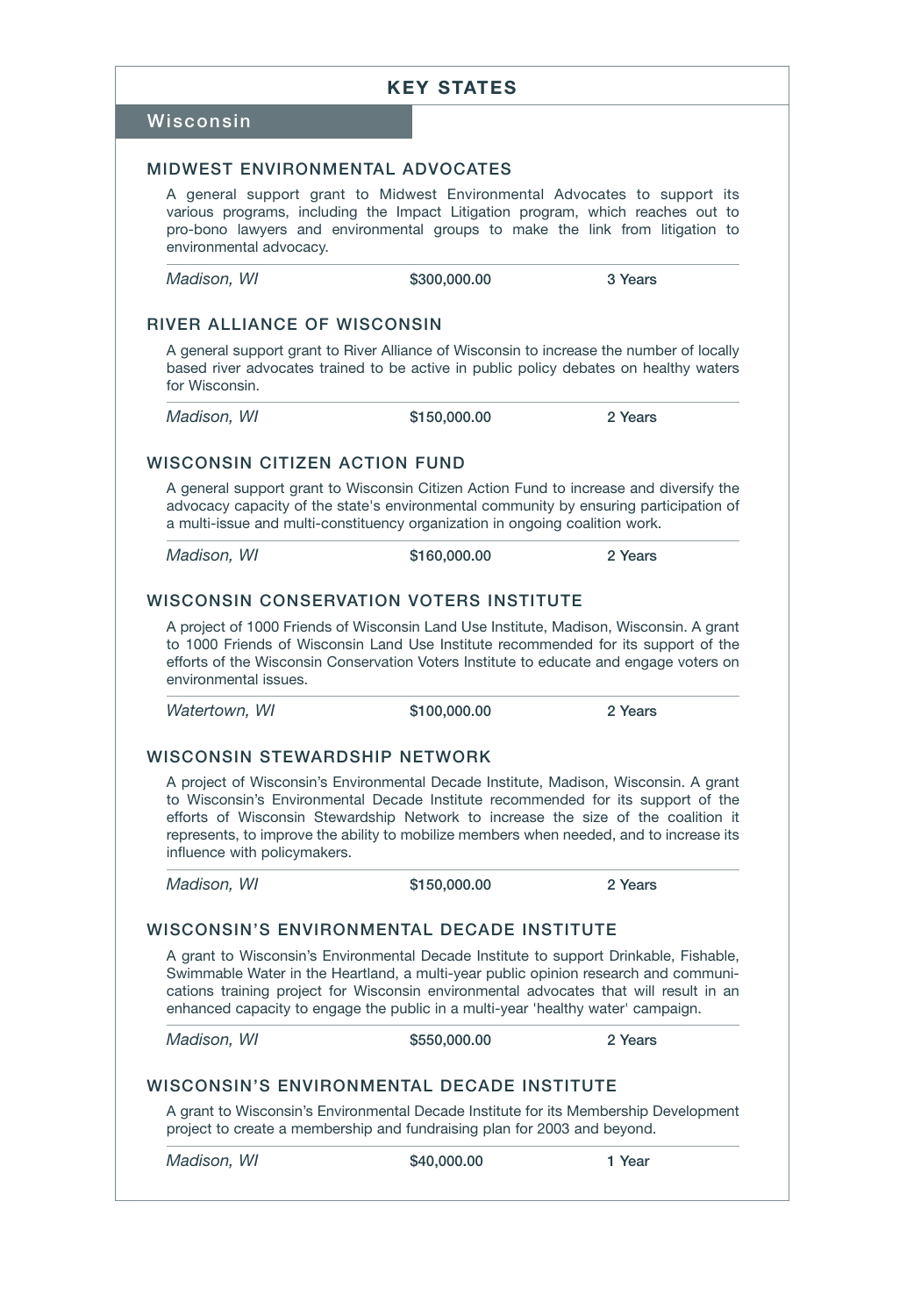# KEY STATES

## Wisconsin

### MIDWEST ENVIRONMENTAL ADVOCATES

A general support grant to Midwest Environmental Advocates to support its various programs, including the Impact Litigation program, which reaches out to pro-bono lawyers and environmental groups to make the link from litigation to environmental advocacy.

| *Madison, WI* | **$300,000.00** | **3 Years** |
|---|---|---|

### RIVER ALLIANCE OF WISCONSIN

A general support grant to River Alliance of Wisconsin to increase the number of locally based river advocates trained to be active in public policy debates on healthy waters for Wisconsin.

| *Madison, WI* | **$150,000.00** | **2 Years** |
|---|---|---|

### WISCONSIN CITIZEN ACTION FUND

A general support grant to Wisconsin Citizen Action Fund to increase and diversify the advocacy capacity of the state's environmental community by ensuring participation of a multi-issue and multi-constituency organization in ongoing coalition work.

| *Madison, WI* | **$160,000.00** | **2 Years** |
|---|---|---|

### WISCONSIN CONSERVATION VOTERS INSTITUTE

A project of 1000 Friends of Wisconsin Land Use Institute, Madison, Wisconsin. A grant to 1000 Friends of Wisconsin Land Use Institute recommended for its support of the efforts of the Wisconsin Conservation Voters Institute to educate and engage voters on environmental issues.

| *Watertown, WI* | **$100,000.00** | **2 Years** |
|---|---|---|

### WISCONSIN STEWARDSHIP NETWORK

A project of Wisconsin's Environmental Decade Institute, Madison, Wisconsin. A grant to Wisconsin's Environmental Decade Institute recommended for its support of the efforts of Wisconsin Stewardship Network to increase the size of the coalition it represents, to improve the ability to mobilize members when needed, and to increase its influence with policymakers.

| *Madison, WI* | **$150,000.00** | **2 Years** |
|---|---|---|

### WISCONSIN'S ENVIRONMENTAL DECADE INSTITUTE

A grant to Wisconsin's Environmental Decade Institute to support Drinkable, Fishable, Swimmable Water in the Heartland, a multi-year public opinion research and communications training project for Wisconsin environmental advocates that will result in an enhanced capacity to engage the public in a multi-year 'healthy water' campaign.

| *Madison, WI* | **$550,000.00** | **2 Years** |
|---|---|---|

### WISCONSIN'S ENVIRONMENTAL DECADE INSTITUTE

A grant to Wisconsin's Environmental Decade Institute for its Membership Development project to create a membership and fundraising plan for 2003 and beyond.

| *Madison, WI* | **$40,000.00** | **1 Year** |
|---|---|---|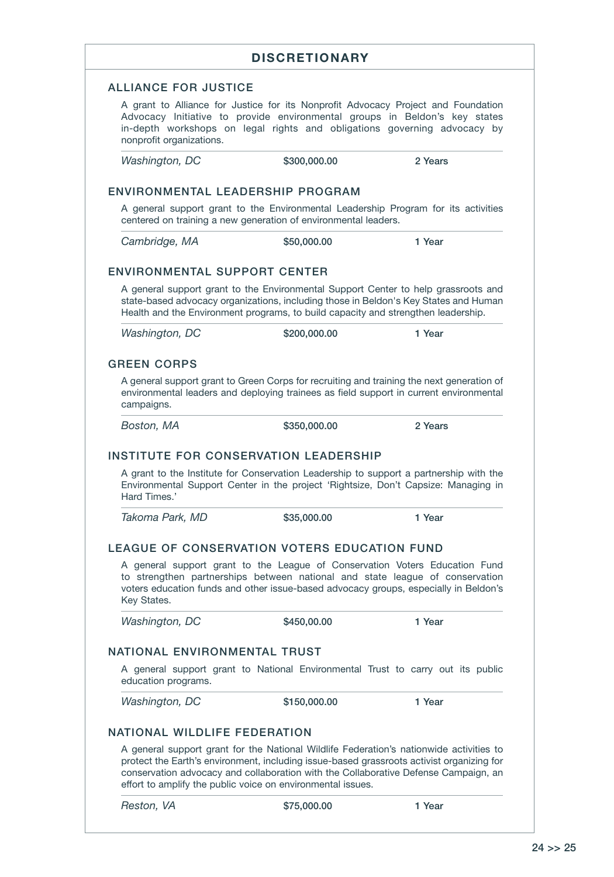## DISCRETIONARY

### ALLIANCE FOR JUSTICE

A grant to Alliance for Justice for its Nonprofit Advocacy Project and Foundation Advocacy Initiative to provide environmental groups in Beldon's key states in-depth workshops on legal rights and obligations governing advocacy by nonprofit organizations.

| *Washington, DC* | $300,000.00 | 2 Years |
|---|---|---|

### ENVIRONMENTAL LEADERSHIP PROGRAM

A general support grant to the Environmental Leadership Program for its activities centered on training a new generation of environmental leaders.

| *Cambridge, MA* | $50,000.00 | 1 Year |
|---|---|---|

### ENVIRONMENTAL SUPPORT CENTER

A general support grant to the Environmental Support Center to help grassroots and state-based advocacy organizations, including those in Beldon's Key States and Human Health and the Environment programs, to build capacity and strengthen leadership.

| *Washington, DC* | $200,000.00 | 1 Year |
|---|---|---|

### GREEN CORPS

A general support grant to Green Corps for recruiting and training the next generation of environmental leaders and deploying trainees as field support in current environmental campaigns.

| *Boston, MA* | $350,000.00 | 2 Years |
|---|---|---|

### INSTITUTE FOR CONSERVATION LEADERSHIP

A grant to the Institute for Conservation Leadership to support a partnership with the Environmental Support Center in the project 'Rightsize, Don't Capsize: Managing in Hard Times.'

| *Takoma Park, MD* | $35,000.00 | 1 Year |
|---|---|---|

### LEAGUE OF CONSERVATION VOTERS EDUCATION FUND

A general support grant to the League of Conservation Voters Education Fund to strengthen partnerships between national and state league of conservation voters education funds and other issue-based advocacy groups, especially in Beldon's Key States.

| *Washington, DC* | $450,00.00 | 1 Year |
|---|---|---|

### NATIONAL ENVIRONMENTAL TRUST

A general support grant to National Environmental Trust to carry out its public education programs.

| *Washington, DC* | $150,000.00 | 1 Year |
|---|---|---|

### NATIONAL WILDLIFE FEDERATION

A general support grant for the National Wildlife Federation's nationwide activities to protect the Earth's environment, including issue-based grassroots activist organizing for conservation advocacy and collaboration with the Collaborative Defense Campaign, an effort to amplify the public voice on environmental issues.

| *Reston, VA* | $75,000.00 | 1 Year |
|---|---|---|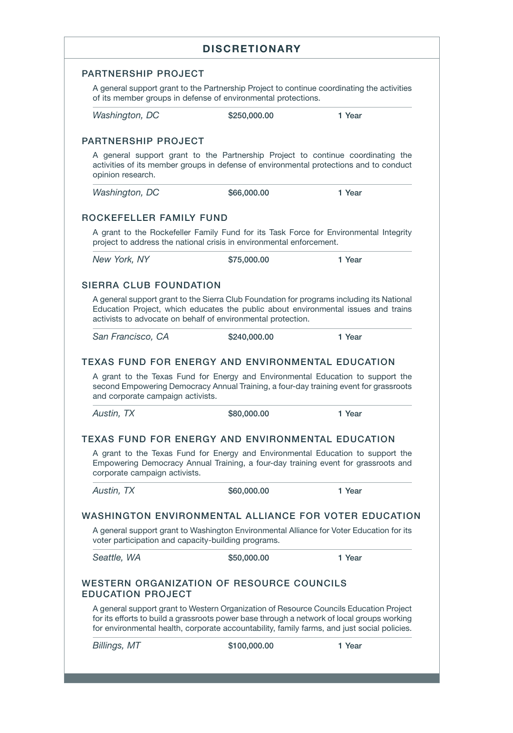## DISCRETIONARY

### PARTNERSHIP PROJECT

A general support grant to the Partnership Project to continue coordinating the activities of its member groups in defense of environmental protections.

| *Washington, DC* | **$250,000.00** | **1 Year** |
|---|---|---|

### PARTNERSHIP PROJECT

A general support grant to the Partnership Project to continue coordinating the activities of its member groups in defense of environmental protections and to conduct opinion research.

| *Washington, DC* | **$66,000.00** | **1 Year** |
|---|---|---|

### ROCKEFELLER FAMILY FUND

A grant to the Rockefeller Family Fund for its Task Force for Environmental Integrity project to address the national crisis in environmental enforcement.

| *New York, NY* | **$75,000.00** | **1 Year** |
|---|---|---|

### SIERRA CLUB FOUNDATION

A general support grant to the Sierra Club Foundation for programs including its National Education Project, which educates the public about environmental issues and trains activists to advocate on behalf of environmental protection.

| *San Francisco, CA* | **$240,000.00** | **1 Year** |
|---|---|---|

### TEXAS FUND FOR ENERGY AND ENVIRONMENTAL EDUCATION

A grant to the Texas Fund for Energy and Environmental Education to support the second Empowering Democracy Annual Training, a four-day training event for grassroots and corporate campaign activists.

| *Austin, TX* | **$80,000.00** | **1 Year** |
|---|---|---|

### TEXAS FUND FOR ENERGY AND ENVIRONMENTAL EDUCATION

A grant to the Texas Fund for Energy and Environmental Education to support the Empowering Democracy Annual Training, a four-day training event for grassroots and corporate campaign activists.

| *Austin, TX* | **$60,000.00** | **1 Year** |
|---|---|---|

### WASHINGTON ENVIRONMENTAL ALLIANCE FOR VOTER EDUCATION

A general support grant to Washington Environmental Alliance for Voter Education for its voter participation and capacity-building programs.

| *Seattle, WA* | **$50,000.00** | **1 Year** |
|---|---|---|

### WESTERN ORGANIZATION OF RESOURCE COUNCILS EDUCATION PROJECT

A general support grant to Western Organization of Resource Councils Education Project for its efforts to build a grassroots power base through a network of local groups working for environmental health, corporate accountability, family farms, and just social policies.

| *Billings, MT* | **$100,000.00** | **1 Year** |
|---|---|---|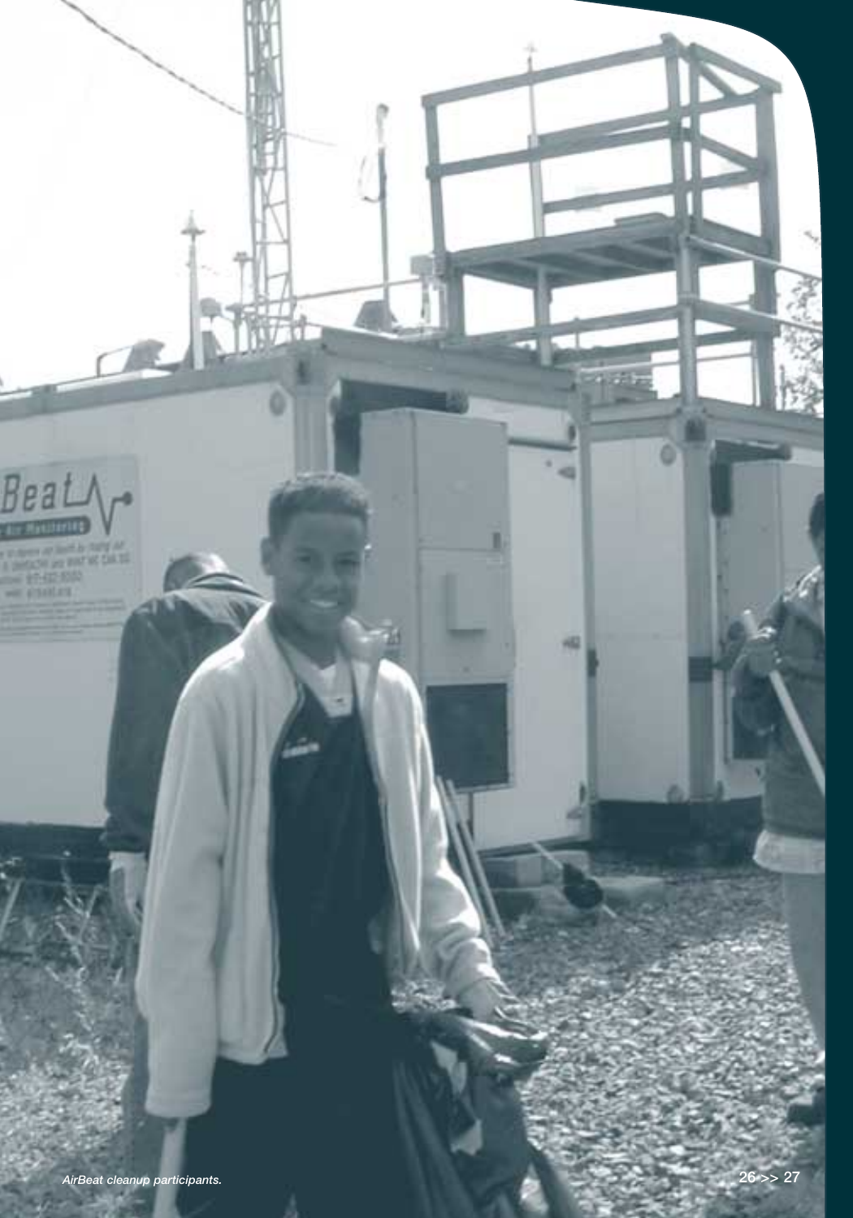*AirBeat cleanup participants.*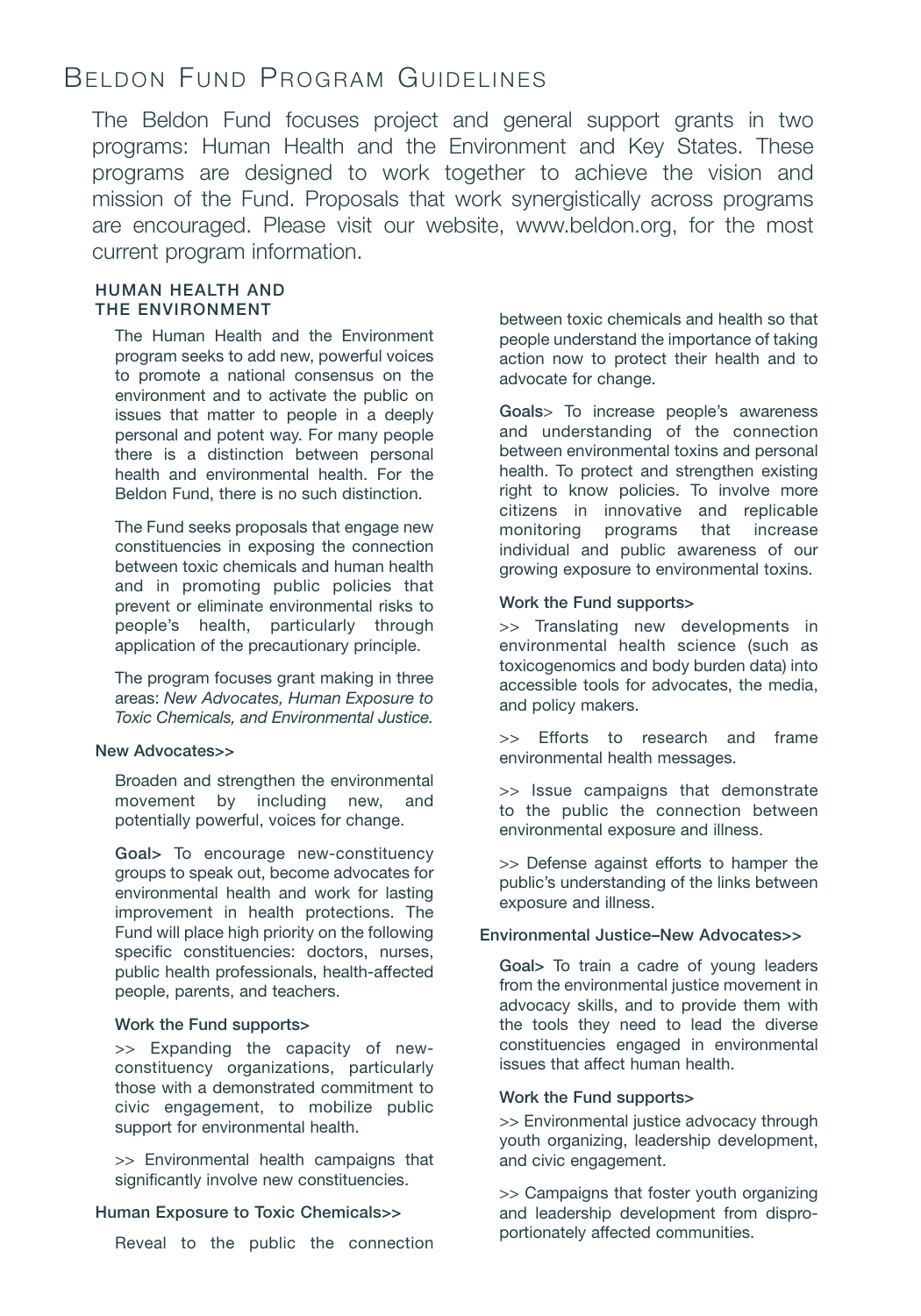# Beldon Fund Program Guidelines

The Beldon Fund focuses project and general support grants in two programs: Human Health and the Environment and Key States. These programs are designed to work together to achieve the vision and mission of the Fund. Proposals that work synergistically across programs are encouraged. Please visit our website, www.beldon.org, for the most current program information.

## HUMAN HEALTH AND THE ENVIRONMENT

The Human Health and the Environment program seeks to add new, powerful voices to promote a national consensus on the environment and to activate the public on issues that matter to people in a deeply personal and potent way. For many people there is a distinction between personal health and environmental health. For the Beldon Fund, there is no such distinction.

The Fund seeks proposals that engage new constituencies in exposing the connection between toxic chemicals and human health and in promoting public policies that prevent or eliminate environmental risks to people's health, particularly through application of the precautionary principle.

The program focuses grant making in three areas: *New Advocates, Human Exposure to Toxic Chemicals, and Environmental Justice.*

### New Advocates>>

Broaden and strengthen the environmental movement by including new, and potentially powerful, voices for change.

**Goal>** To encourage new-constituency groups to speak out, become advocates for environmental health and work for lasting improvement in health protections. The Fund will place high priority on the following specific constituencies: doctors, nurses, public health professionals, health-affected people, parents, and teachers.

**Work the Fund supports>**

>> Expanding the capacity of new-constituency organizations, particularly those with a demonstrated commitment to civic engagement, to mobilize public support for environmental health.

>> Environmental health campaigns that significantly involve new constituencies.

### Human Exposure to Toxic Chemicals>>

Reveal to the public the connection between toxic chemicals and health so that people understand the importance of taking action now to protect their health and to advocate for change.

**Goals>** To increase people's awareness and understanding of the connection between environmental toxins and personal health. To protect and strengthen existing right to know policies. To involve more citizens in innovative and replicable monitoring programs that increase individual and public awareness of our growing exposure to environmental toxins.

**Work the Fund supports>**

>> Translating new developments in environmental health science (such as toxicogenomics and body burden data) into accessible tools for advocates, the media, and policy makers.

>> Efforts to research and frame environmental health messages.

>> Issue campaigns that demonstrate to the public the connection between environmental exposure and illness.

>> Defense against efforts to hamper the public's understanding of the links between exposure and illness.

### Environmental Justice–New Advocates>>

**Goal>** To train a cadre of young leaders from the environmental justice movement in advocacy skills, and to provide them with the tools they need to lead the diverse constituencies engaged in environmental issues that affect human health.

**Work the Fund supports>**

>> Environmental justice advocacy through youth organizing, leadership development, and civic engagement.

>> Campaigns that foster youth organizing and leadership development from disproportionately affected communities.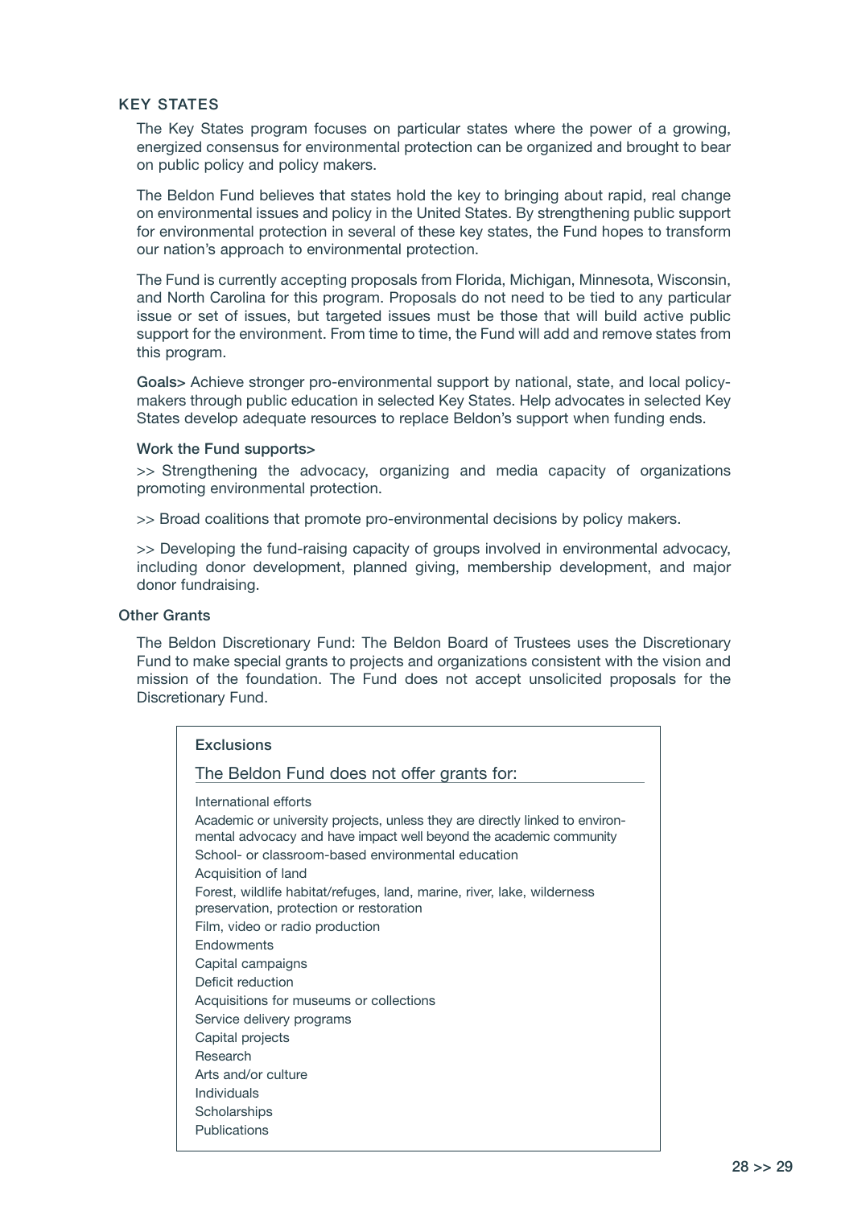## KEY STATES

The Key States program focuses on particular states where the power of a growing, energized consensus for environmental protection can be organized and brought to bear on public policy and policy makers.

The Beldon Fund believes that states hold the key to bringing about rapid, real change on environmental issues and policy in the United States. By strengthening public support for environmental protection in several of these key states, the Fund hopes to transform our nation's approach to environmental protection.

The Fund is currently accepting proposals from Florida, Michigan, Minnesota, Wisconsin, and North Carolina for this program. Proposals do not need to be tied to any particular issue or set of issues, but targeted issues must be those that will build active public support for the environment. From time to time, the Fund will add and remove states from this program.

**Goals>** Achieve stronger pro-environmental support by national, state, and local policy-makers through public education in selected Key States. Help advocates in selected Key States develop adequate resources to replace Beldon's support when funding ends.

**Work the Fund supports>**

>> Strengthening the advocacy, organizing and media capacity of organizations promoting environmental protection.

>> Broad coalitions that promote pro-environmental decisions by policy makers.

>> Developing the fund-raising capacity of groups involved in environmental advocacy, including donor development, planned giving, membership development, and major donor fundraising.

### Other Grants

The Beldon Discretionary Fund: The Beldon Board of Trustees uses the Discretionary Fund to make special grants to projects and organizations consistent with the vision and mission of the foundation. The Fund does not accept unsolicited proposals for the Discretionary Fund.

#### Exclusions

The Beldon Fund does not offer grants for:

- International efforts
- Academic or university projects, unless they are directly linked to environmental advocacy and have impact well beyond the academic community
- School- or classroom-based environmental education
- Acquisition of land
- Forest, wildlife habitat/refuges, land, marine, river, lake, wilderness preservation, protection or restoration
- Film, video or radio production
- Endowments
- Capital campaigns
- Deficit reduction
- Acquisitions for museums or collections
- Service delivery programs
- Capital projects
- Research
- Arts and/or culture
- Individuals
- Scholarships
- Publications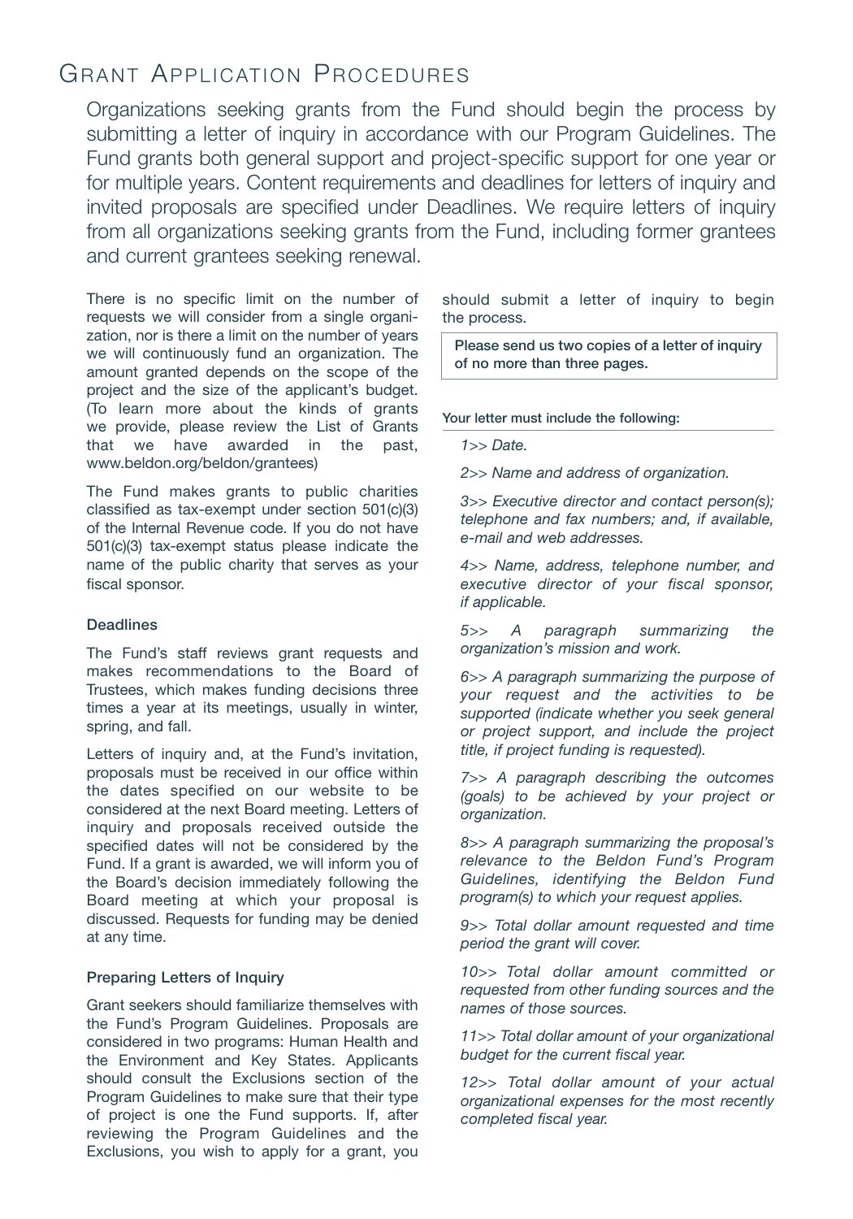# Grant Application Procedures

Organizations seeking grants from the Fund should begin the process by submitting a letter of inquiry in accordance with our Program Guidelines. The Fund grants both general support and project-specific support for one year or for multiple years. Content requirements and deadlines for letters of inquiry and invited proposals are specified under Deadlines. We require letters of inquiry from all organizations seeking grants from the Fund, including former grantees and current grantees seeking renewal.

There is no specific limit on the number of requests we will consider from a single organization, nor is there a limit on the number of years we will continuously fund an organization. The amount granted depends on the scope of the project and the size of the applicant's budget. (To learn more about the kinds of grants we provide, please review the List of Grants that we have awarded in the past, www.beldon.org/beldon/grantees)

The Fund makes grants to public charities classified as tax-exempt under section 501(c)(3) of the Internal Revenue code. If you do not have 501(c)(3) tax-exempt status please indicate the name of the public charity that serves as your fiscal sponsor.

### Deadlines

The Fund's staff reviews grant requests and makes recommendations to the Board of Trustees, which makes funding decisions three times a year at its meetings, usually in winter, spring, and fall.

Letters of inquiry and, at the Fund's invitation, proposals must be received in our office within the dates specified on our website to be considered at the next Board meeting. Letters of inquiry and proposals received outside the specified dates will not be considered by the Fund. If a grant is awarded, we will inform you of the Board's decision immediately following the Board meeting at which your proposal is discussed. Requests for funding may be denied at any time.

### Preparing Letters of Inquiry

Grant seekers should familiarize themselves with the Fund's Program Guidelines. Proposals are considered in two programs: Human Health and the Environment and Key States. Applicants should consult the Exclusions section of the Program Guidelines to make sure that their type of project is one the Fund supports. If, after reviewing the Program Guidelines and the Exclusions, you wish to apply for a grant, you should submit a letter of inquiry to begin the process.

**Please send us two copies of a letter of inquiry of no more than three pages.**

**Your letter must include the following:**

*1>> Date.*

*2>> Name and address of organization.*

*3>> Executive director and contact person(s); telephone and fax numbers; and, if available, e-mail and web addresses.*

*4>> Name, address, telephone number, and executive director of your fiscal sponsor, if applicable.*

*5>> A paragraph summarizing the organization's mission and work.*

*6>> A paragraph summarizing the purpose of your request and the activities to be supported (indicate whether you seek general or project support, and include the project title, if project funding is requested).*

*7>> A paragraph describing the outcomes (goals) to be achieved by your project or organization.*

*8>> A paragraph summarizing the proposal's relevance to the Beldon Fund's Program Guidelines, identifying the Beldon Fund program(s) to which your request applies.*

*9>> Total dollar amount requested and time period the grant will cover.*

*10>> Total dollar amount committed or requested from other funding sources and the names of those sources.*

*11>> Total dollar amount of your organizational budget for the current fiscal year.*

*12>> Total dollar amount of your actual organizational expenses for the most recently completed fiscal year.*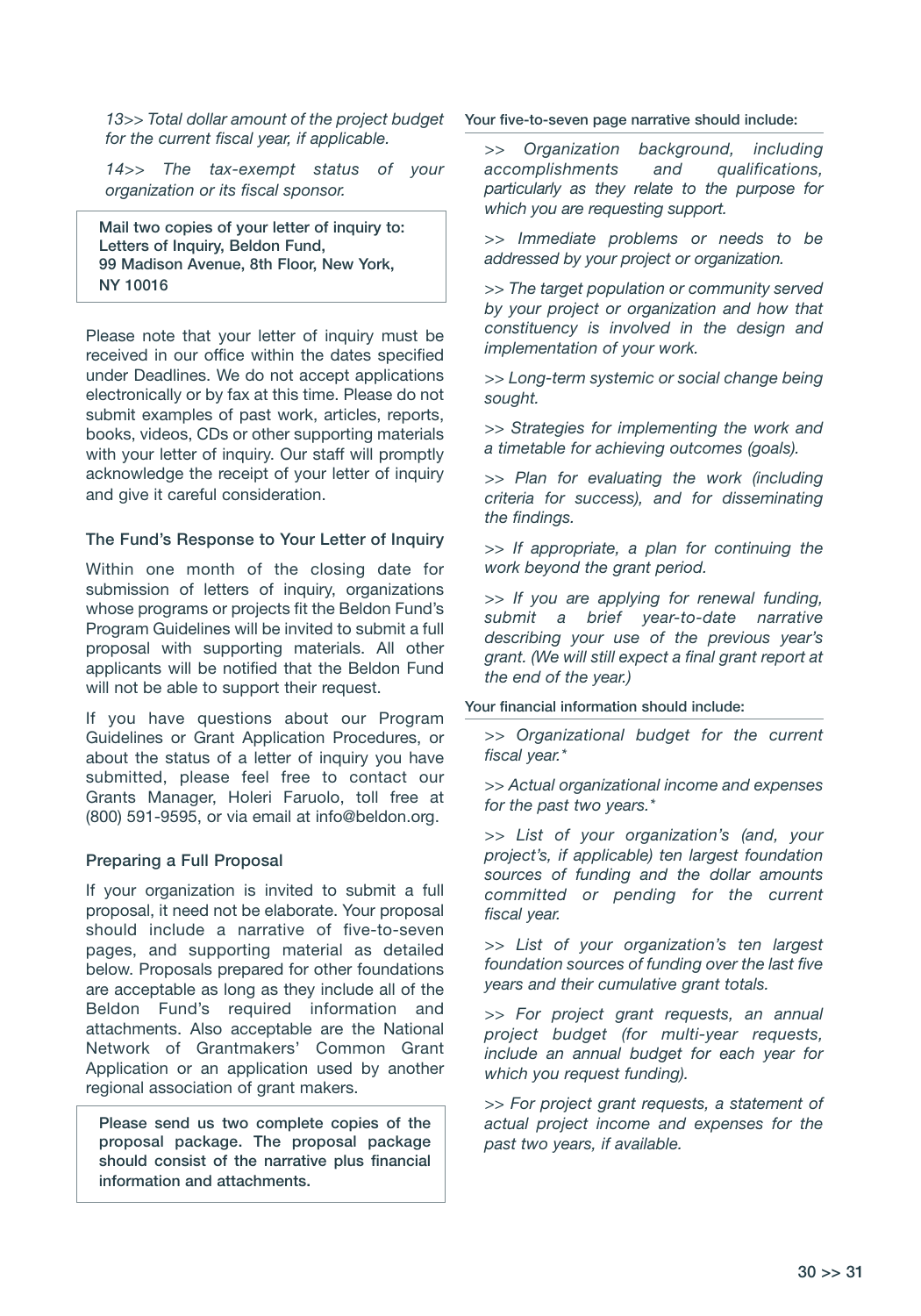*13>> Total dollar amount of the project budget for the current fiscal year, if applicable.*

*14>> The tax-exempt status of your organization or its fiscal sponsor.*

**Mail two copies of your letter of inquiry to: Letters of Inquiry, Beldon Fund, 99 Madison Avenue, 8th Floor, New York, NY 10016**

Please note that your letter of inquiry must be received in our office within the dates specified under Deadlines. We do not accept applications electronically or by fax at this time. Please do not submit examples of past work, articles, reports, books, videos, CDs or other supporting materials with your letter of inquiry. Our staff will promptly acknowledge the receipt of your letter of inquiry and give it careful consideration.

### The Fund's Response to Your Letter of Inquiry

Within one month of the closing date for submission of letters of inquiry, organizations whose programs or projects fit the Beldon Fund's Program Guidelines will be invited to submit a full proposal with supporting materials. All other applicants will be notified that the Beldon Fund will not be able to support their request.

If you have questions about our Program Guidelines or Grant Application Procedures, or about the status of a letter of inquiry you have submitted, please feel free to contact our Grants Manager, Holeri Faruolo, toll free at (800) 591-9595, or via email at info@beldon.org.

### Preparing a Full Proposal

If your organization is invited to submit a full proposal, it need not be elaborate. Your proposal should include a narrative of five-to-seven pages, and supporting material as detailed below. Proposals prepared for other foundations are acceptable as long as they include all of the Beldon Fund's required information and attachments. Also acceptable are the National Network of Grantmakers' Common Grant Application or an application used by another regional association of grant makers.

**Please send us two complete copies of the proposal package. The proposal package should consist of the narrative plus financial information and attachments.**

**Your five-to-seven page narrative should include:**

*>> Organization background, including accomplishments and qualifications, particularly as they relate to the purpose for which you are requesting support.*

*>> Immediate problems or needs to be addressed by your project or organization.*

*>> The target population or community served by your project or organization and how that constituency is involved in the design and implementation of your work.*

*>> Long-term systemic or social change being sought.*

*>> Strategies for implementing the work and a timetable for achieving outcomes (goals).*

*>> Plan for evaluating the work (including criteria for success), and for disseminating the findings.*

*>> If appropriate, a plan for continuing the work beyond the grant period.*

*>> If you are applying for renewal funding, submit a brief year-to-date narrative describing your use of the previous year's grant. (We will still expect a final grant report at the end of the year.)*

**Your financial information should include:**

*>> Organizational budget for the current fiscal year.**

*>> Actual organizational income and expenses for the past two years.**

*>> List of your organization's (and, your project's, if applicable) ten largest foundation sources of funding and the dollar amounts committed or pending for the current fiscal year.*

*>> List of your organization's ten largest foundation sources of funding over the last five years and their cumulative grant totals.*

*>> For project grant requests, an annual project budget (for multi-year requests, include an annual budget for each year for which you request funding).*

*>> For project grant requests, a statement of actual project income and expenses for the past two years, if available.*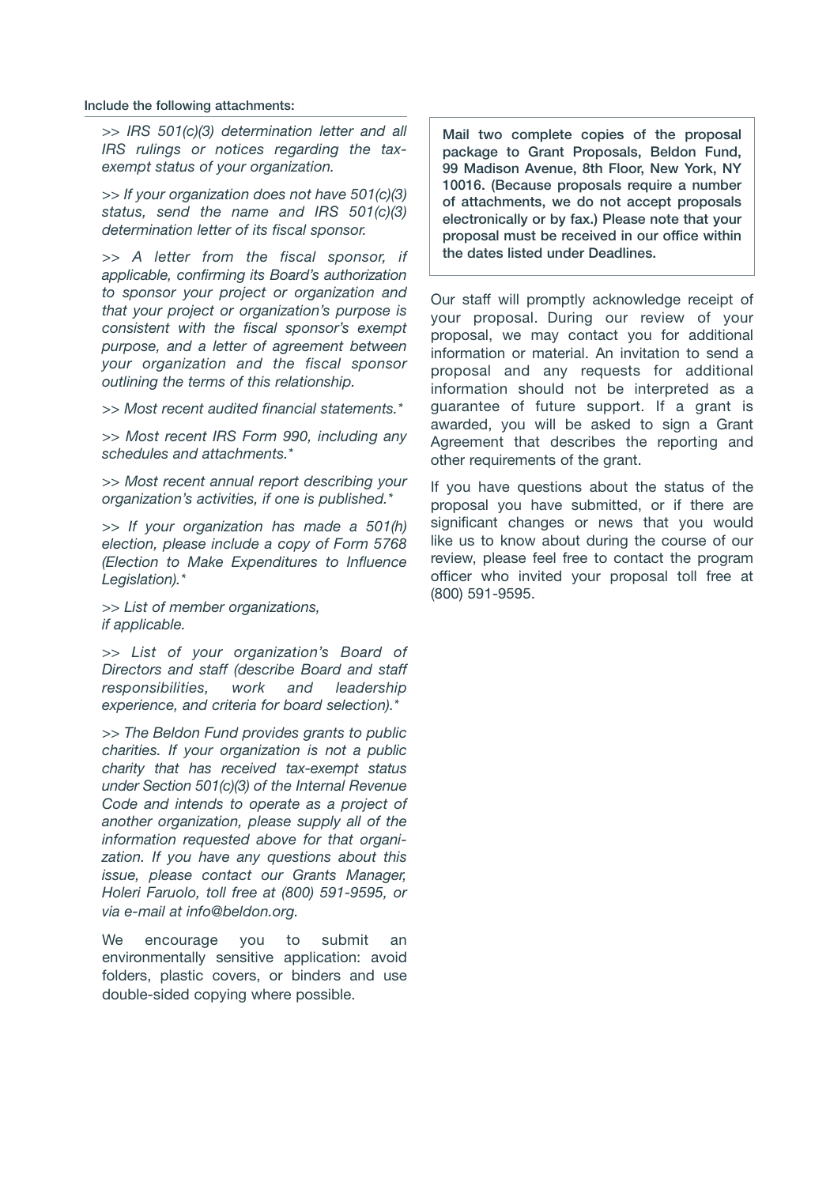**Include the following attachments:**

- *IRS 501(c)(3) determination letter and all IRS rulings or notices regarding the tax-exempt status of your organization.*
- *If your organization does not have 501(c)(3) status, send the name and IRS 501(c)(3) determination letter of its fiscal sponsor.*
- *A letter from the fiscal sponsor, if applicable, confirming its Board's authorization to sponsor your project or organization and that your project or organization's purpose is consistent with the fiscal sponsor's exempt purpose, and a letter of agreement between your organization and the fiscal sponsor outlining the terms of this relationship.*
- *Most recent audited financial statements.**
- *Most recent IRS Form 990, including any schedules and attachments.**
- *Most recent annual report describing your organization's activities, if one is published.**
- *If your organization has made a 501(h) election, please include a copy of Form 5768 (Election to Make Expenditures to Influence Legislation).**
- *List of member organizations, if applicable.*
- *List of your organization's Board of Directors and staff (describe Board and staff responsibilities, work and leadership experience, and criteria for board selection).**
- *The Beldon Fund provides grants to public charities. If your organization is not a public charity that has received tax-exempt status under Section 501(c)(3) of the Internal Revenue Code and intends to operate as a project of another organization, please supply all of the information requested above for that organization. If you have any questions about this issue, please contact our Grants Manager, Holeri Faruolo, toll free at (800) 591-9595, or via e-mail at info@beldon.org.*

We encourage you to submit an environmentally sensitive application: avoid folders, plastic covers, or binders and use double-sided copying where possible.

**Mail two complete copies of the proposal package to Grant Proposals, Beldon Fund, 99 Madison Avenue, 8th Floor, New York, NY 10016. (Because proposals require a number of attachments, we do not accept proposals electronically or by fax.) Please note that your proposal must be received in our office within the dates listed under Deadlines.**

Our staff will promptly acknowledge receipt of your proposal. During our review of your proposal, we may contact you for additional information or material. An invitation to send a proposal and any requests for additional information should not be interpreted as a guarantee of future support. If a grant is awarded, you will be asked to sign a Grant Agreement that describes the reporting and other requirements of the grant.

If you have questions about the status of the proposal you have submitted, or if there are significant changes or news that you would like us to know about during the course of our review, please feel free to contact the program officer who invited your proposal toll free at (800) 591-9595.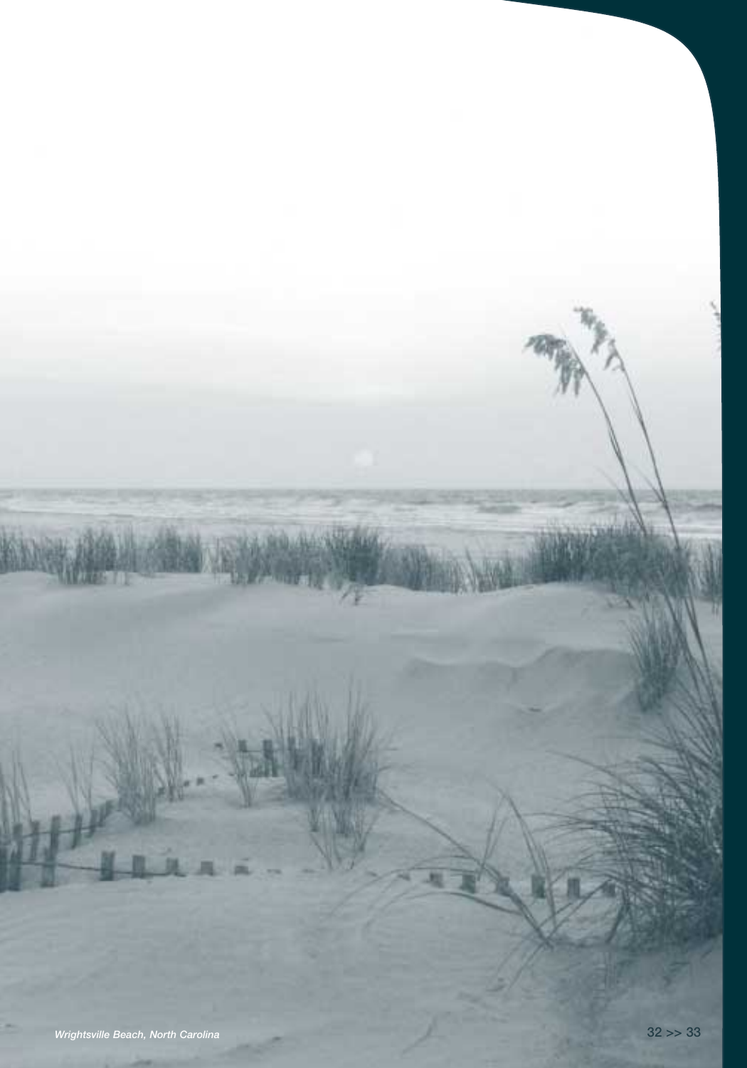*Wrightsville Beach, North Carolina*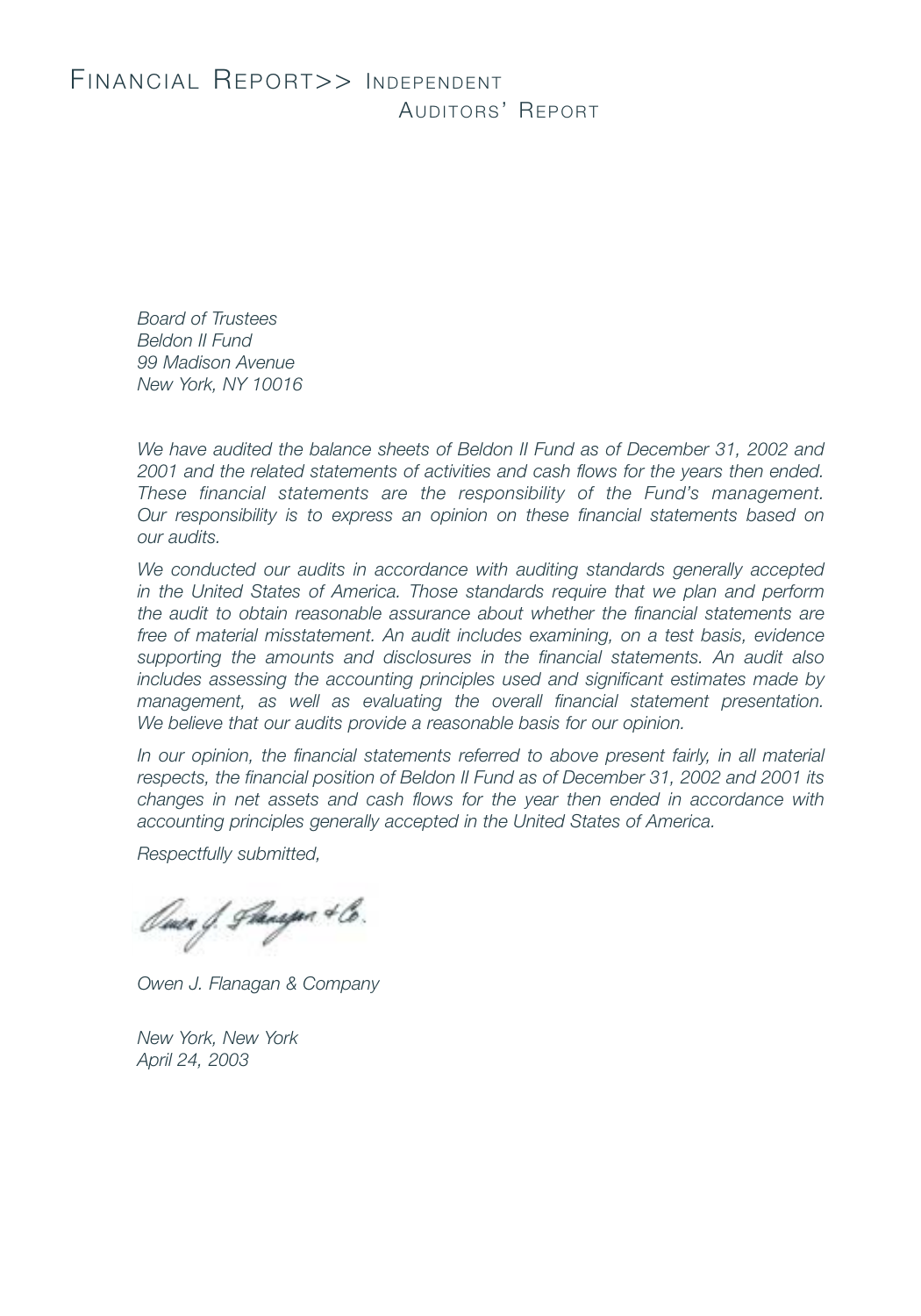# Financial Report>> Independent Auditors' Report

*Board of Trustees*
*Beldon II Fund*
*99 Madison Avenue*
*New York, NY 10016*

*We have audited the balance sheets of Beldon II Fund as of December 31, 2002 and 2001 and the related statements of activities and cash flows for the years then ended. These financial statements are the responsibility of the Fund's management. Our responsibility is to express an opinion on these financial statements based on our audits.*

*We conducted our audits in accordance with auditing standards generally accepted in the United States of America. Those standards require that we plan and perform the audit to obtain reasonable assurance about whether the financial statements are free of material misstatement. An audit includes examining, on a test basis, evidence supporting the amounts and disclosures in the financial statements. An audit also includes assessing the accounting principles used and significant estimates made by management, as well as evaluating the overall financial statement presentation. We believe that our audits provide a reasonable basis for our opinion.*

*In our opinion, the financial statements referred to above present fairly, in all material respects, the financial position of Beldon II Fund as of December 31, 2002 and 2001 its changes in net assets and cash flows for the year then ended in accordance with accounting principles generally accepted in the United States of America.*

*Respectfully submitted,*

*Owen J. Flanagan & Co.*

*Owen J. Flanagan & Company*

*New York, New York*
*April 24, 2003*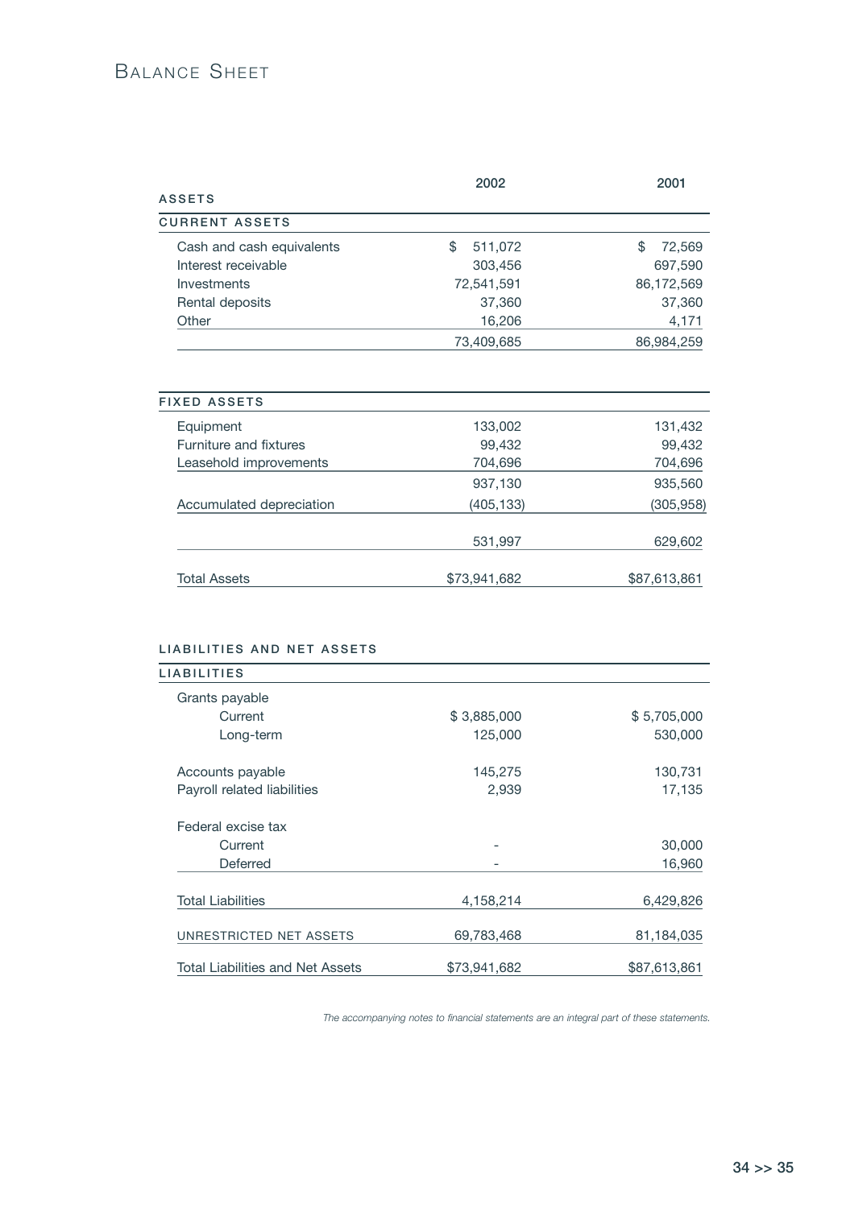# Balance Sheet

| | 2002 | 2001 |
|---|---|---|
| **ASSETS** | | |
| **CURRENT ASSETS** | | |
| Cash and cash equivalents | $ 511,072 | $ 72,569 |
| Interest receivable | 303,456 | 697,590 |
| Investments | 72,541,591 | 86,172,569 |
| Rental deposits | 37,360 | 37,360 |
| Other | 16,206 | 4,171 |
| | 73,409,685 | 86,984,259 |
| **FIXED ASSETS** | | |
| Equipment | 133,002 | 131,432 |
| Furniture and fixtures | 99,432 | 99,432 |
| Leasehold improvements | 704,696 | 704,696 |
| | 937,130 | 935,560 |
| Accumulated depreciation | (405,133) | (305,958) |
| | 531,997 | 629,602 |
| Total Assets | $73,941,682 | $87,613,861 |

| | 2002 | 2001 |
|---|---|---|
| **LIABILITIES AND NET ASSETS** | | |
| **LIABILITIES** | | |
| Grants payable | | |
| Current | $ 3,885,000 | $ 5,705,000 |
| Long-term | 125,000 | 530,000 |
| Accounts payable | 145,275 | 130,731 |
| Payroll related liabilities | 2,939 | 17,135 |
| Federal excise tax | | |
| Current | - | 30,000 |
| Deferred | - | 16,960 |
| Total Liabilities | 4,158,214 | 6,429,826 |
| UNRESTRICTED NET ASSETS | 69,783,468 | 81,184,035 |
| Total Liabilities and Net Assets | $73,941,682 | $87,613,861 |

*The accompanying notes to financial statements are an integral part of these statements.*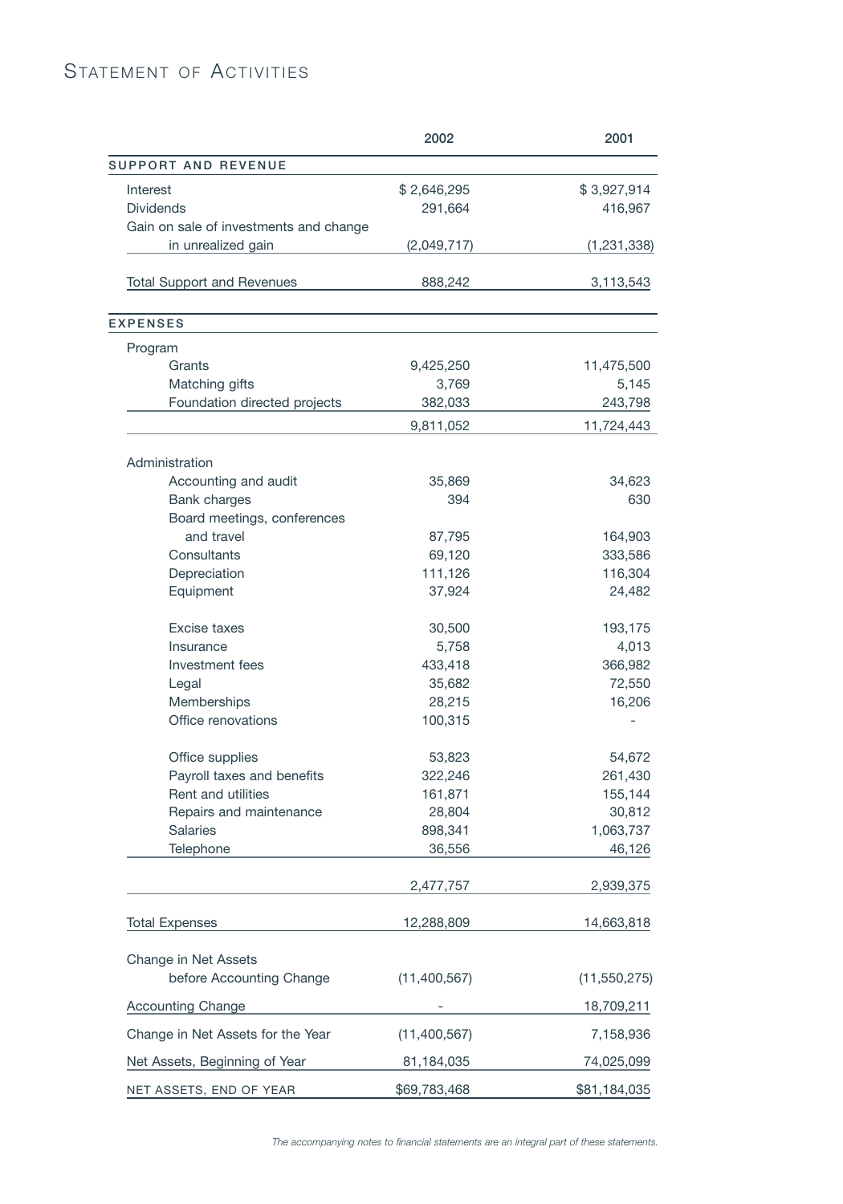# Statement of Activities

| | 2002 | 2001 |
|---|---|---|
| **SUPPORT AND REVENUE** | | |
| Interest | $ 2,646,295 | $ 3,927,914 |
| Dividends | 291,664 | 416,967 |
| Gain on sale of investments and change in unrealized gain | (2,049,717) | (1,231,338) |
| Total Support and Revenues | 888,242 | 3,113,543 |
| **EXPENSES** | | |
| Program | | |
| Grants | 9,425,250 | 11,475,500 |
| Matching gifts | 3,769 | 5,145 |
| Foundation directed projects | 382,033 | 243,798 |
| | 9,811,052 | 11,724,443 |
| Administration | | |
| Accounting and audit | 35,869 | 34,623 |
| Bank charges | 394 | 630 |
| Board meetings, conferences and travel | 87,795 | 164,903 |
| Consultants | 69,120 | 333,586 |
| Depreciation | 111,126 | 116,304 |
| Equipment | 37,924 | 24,482 |
| Excise taxes | 30,500 | 193,175 |
| Insurance | 5,758 | 4,013 |
| Investment fees | 433,418 | 366,982 |
| Legal | 35,682 | 72,550 |
| Memberships | 28,215 | 16,206 |
| Office renovations | 100,315 | - |
| Office supplies | 53,823 | 54,672 |
| Payroll taxes and benefits | 322,246 | 261,430 |
| Rent and utilities | 161,871 | 155,144 |
| Repairs and maintenance | 28,804 | 30,812 |
| Salaries | 898,341 | 1,063,737 |
| Telephone | 36,556 | 46,126 |
| | 2,477,757 | 2,939,375 |
| Total Expenses | 12,288,809 | 14,663,818 |
| Change in Net Assets before Accounting Change | (11,400,567) | (11,550,275) |
| Accounting Change | - | 18,709,211 |
| Change in Net Assets for the Year | (11,400,567) | 7,158,936 |
| Net Assets, Beginning of Year | 81,184,035 | 74,025,099 |
| NET ASSETS, END OF YEAR | $69,783,468 | $81,184,035 |

*The accompanying notes to financial statements are an integral part of these statements.*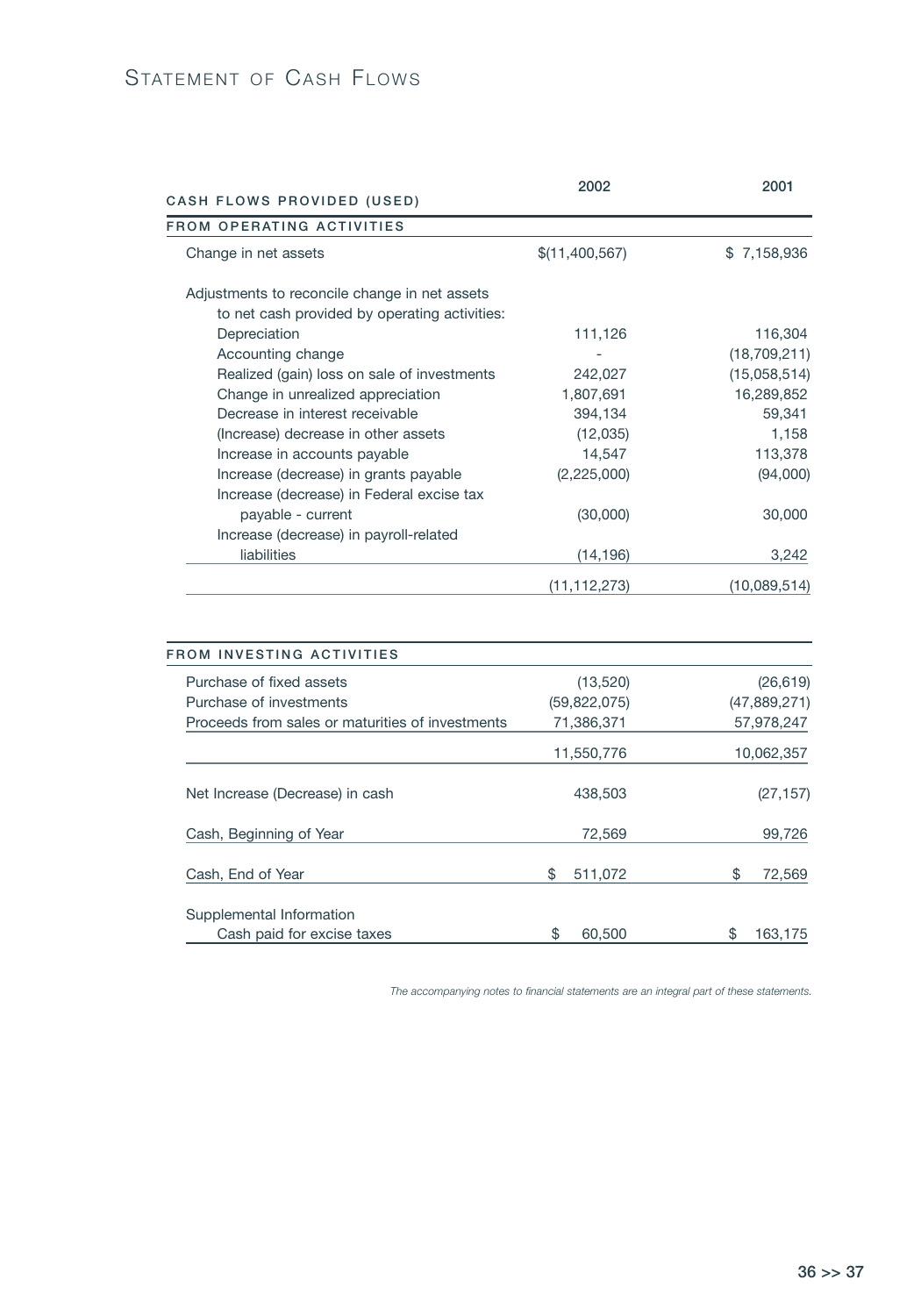# Statement of Cash Flows

| CASH FLOWS PROVIDED (USED) | 2002 | 2001 |
|---|---|---|
| **FROM OPERATING ACTIVITIES** | | |
| Change in net assets | $(11,400,567) | $ 7,158,936 |
| Adjustments to reconcile change in net assets to net cash provided by operating activities: | | |
| Depreciation | 111,126 | 116,304 |
| Accounting change | - | (18,709,211) |
| Realized (gain) loss on sale of investments | 242,027 | (15,058,514) |
| Change in unrealized appreciation | 1,807,691 | 16,289,852 |
| Decrease in interest receivable | 394,134 | 59,341 |
| (Increase) decrease in other assets | (12,035) | 1,158 |
| Increase in accounts payable | 14,547 | 113,378 |
| Increase (decrease) in grants payable | (2,225,000) | (94,000) |
| Increase (decrease) in Federal excise tax payable - current | (30,000) | 30,000 |
| Increase (decrease) in payroll-related liabilities | (14,196) | 3,242 |
| | (11,112,273) | (10,089,514) |

| **FROM INVESTING ACTIVITIES** | 2002 | 2001 |
|---|---|---|
| Purchase of fixed assets | (13,520) | (26,619) |
| Purchase of investments | (59,822,075) | (47,889,271) |
| Proceeds from sales or maturities of investments | 71,386,371 | 57,978,247 |
| | 11,550,776 | 10,062,357 |
| Net Increase (Decrease) in cash | 438,503 | (27,157) |
| Cash, Beginning of Year | 72,569 | 99,726 |
| Cash, End of Year | $ 511,072 | $ 72,569 |
| Supplemental Information | | |
| Cash paid for excise taxes | $ 60,500 | $ 163,175 |

*The accompanying notes to financial statements are an integral part of these statements.*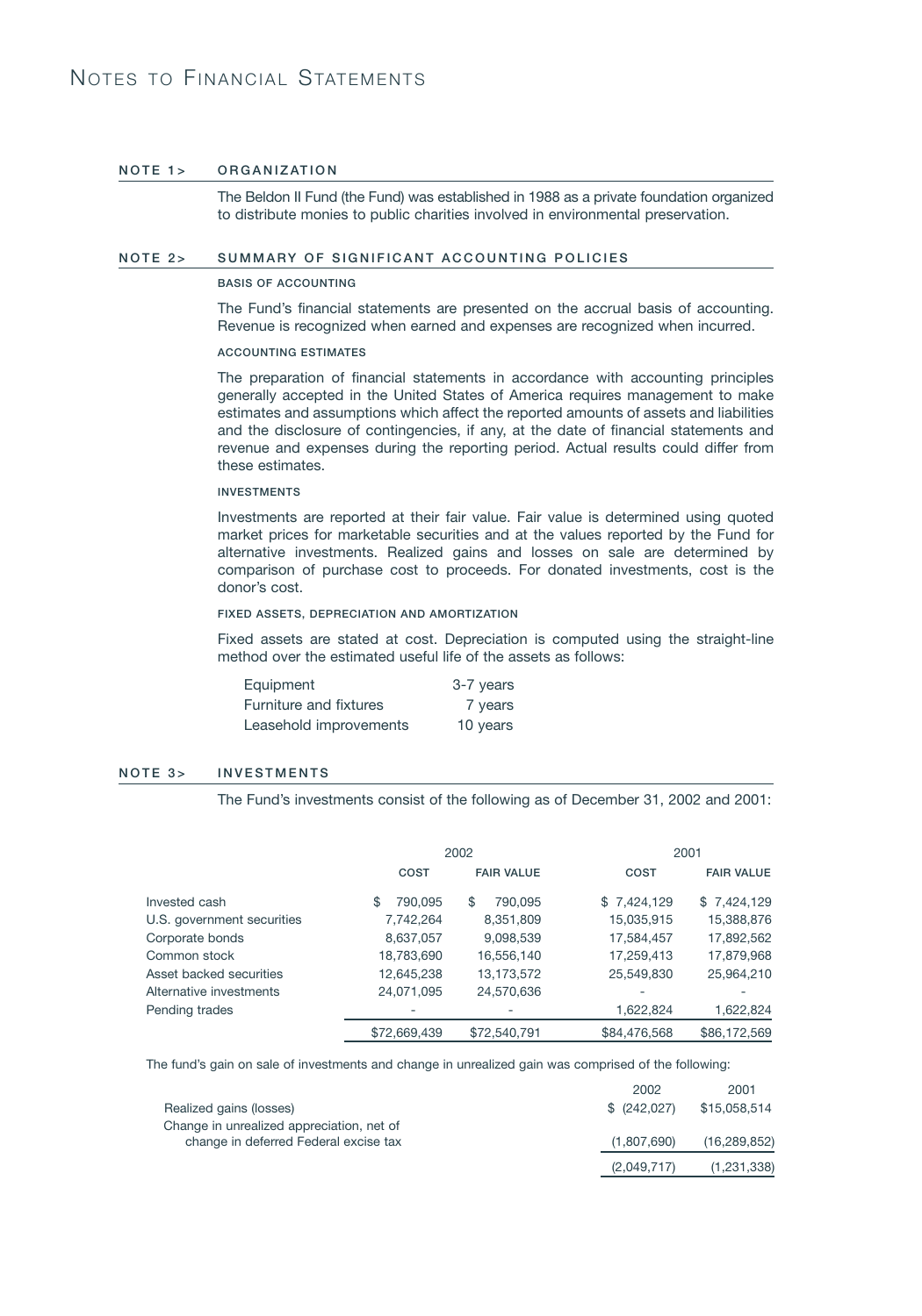# Notes to Financial Statements

## NOTE 1> ORGANIZATION

The Beldon II Fund (the Fund) was established in 1988 as a private foundation organized to distribute monies to public charities involved in environmental preservation.

## NOTE 2> SUMMARY OF SIGNIFICANT ACCOUNTING POLICIES

### BASIS OF ACCOUNTING

The Fund's financial statements are presented on the accrual basis of accounting. Revenue is recognized when earned and expenses are recognized when incurred.

### ACCOUNTING ESTIMATES

The preparation of financial statements in accordance with accounting principles generally accepted in the United States of America requires management to make estimates and assumptions which affect the reported amounts of assets and liabilities and the disclosure of contingencies, if any, at the date of financial statements and revenue and expenses during the reporting period. Actual results could differ from these estimates.

### INVESTMENTS

Investments are reported at their fair value. Fair value is determined using quoted market prices for marketable securities and at the values reported by the Fund for alternative investments. Realized gains and losses on sale are determined by comparison of purchase cost to proceeds. For donated investments, cost is the donor's cost.

### FIXED ASSETS, DEPRECIATION AND AMORTIZATION

Fixed assets are stated at cost. Depreciation is computed using the straight-line method over the estimated useful life of the assets as follows:

| | |
|---|---|
| Equipment | 3-7 years |
| Furniture and fixtures | 7 years |
| Leasehold improvements | 10 years |

## NOTE 3> INVESTMENTS

The Fund's investments consist of the following as of December 31, 2002 and 2001:

| | 2002 | | 2001 | |
|---|---|---|---|---|
| | COST | FAIR VALUE | COST | FAIR VALUE |
| Invested cash | $ 790,095 | $ 790,095 | $ 7,424,129 | $ 7,424,129 |
| U.S. government securities | 7,742,264 | 8,351,809 | 15,035,915 | 15,388,876 |
| Corporate bonds | 8,637,057 | 9,098,539 | 17,584,457 | 17,892,562 |
| Common stock | 18,783,690 | 16,556,140 | 17,259,413 | 17,879,968 |
| Asset backed securities | 12,645,238 | 13,173,572 | 25,549,830 | 25,964,210 |
| Alternative investments | 24,071,095 | 24,570,636 | - | - |
| Pending trades | - | - | 1,622,824 | 1,622,824 |
| | $72,669,439 | $72,540,791 | $84,476,568 | $86,172,569 |

The fund's gain on sale of investments and change in unrealized gain was comprised of the following:

| | 2002 | 2001 |
|---|---|---|
| Realized gains (losses) | $ (242,027) | $15,058,514 |
| Change in unrealized appreciation, net of change in deferred Federal excise tax | (1,807,690) | (16,289,852) |
| | (2,049,717) | (1,231,338) |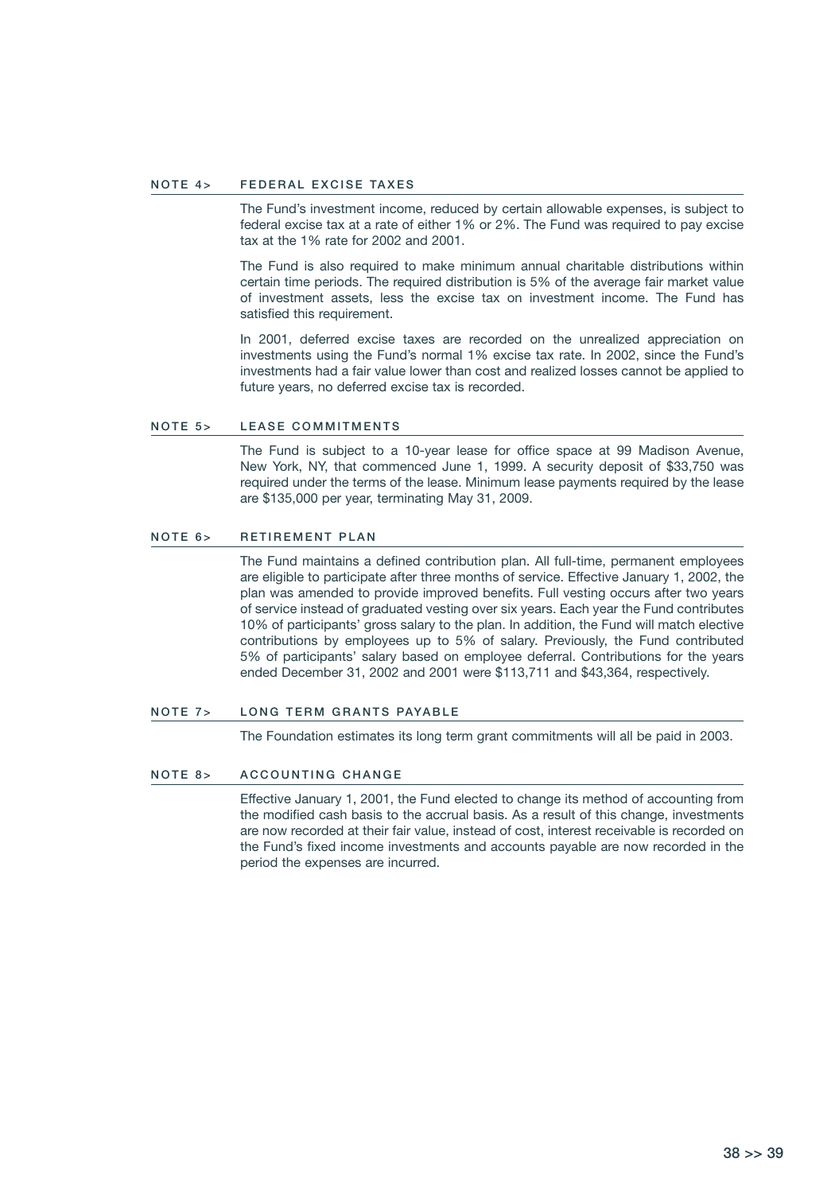## NOTE 4> FEDERAL EXCISE TAXES

The Fund's investment income, reduced by certain allowable expenses, is subject to federal excise tax at a rate of either 1% or 2%. The Fund was required to pay excise tax at the 1% rate for 2002 and 2001.

The Fund is also required to make minimum annual charitable distributions within certain time periods. The required distribution is 5% of the average fair market value of investment assets, less the excise tax on investment income. The Fund has satisfied this requirement.

In 2001, deferred excise taxes are recorded on the unrealized appreciation on investments using the Fund's normal 1% excise tax rate. In 2002, since the Fund's investments had a fair value lower than cost and realized losses cannot be applied to future years, no deferred excise tax is recorded.

## NOTE 5> LEASE COMMITMENTS

The Fund is subject to a 10-year lease for office space at 99 Madison Avenue, New York, NY, that commenced June 1, 1999. A security deposit of $33,750 was required under the terms of the lease. Minimum lease payments required by the lease are $135,000 per year, terminating May 31, 2009.

## NOTE 6> RETIREMENT PLAN

The Fund maintains a defined contribution plan. All full-time, permanent employees are eligible to participate after three months of service. Effective January 1, 2002, the plan was amended to provide improved benefits. Full vesting occurs after two years of service instead of graduated vesting over six years. Each year the Fund contributes 10% of participants' gross salary to the plan. In addition, the Fund will match elective contributions by employees up to 5% of salary. Previously, the Fund contributed 5% of participants' salary based on employee deferral. Contributions for the years ended December 31, 2002 and 2001 were $113,711 and $43,364, respectively.

## NOTE 7> LONG TERM GRANTS PAYABLE

The Foundation estimates its long term grant commitments will all be paid in 2003.

## NOTE 8> ACCOUNTING CHANGE

Effective January 1, 2001, the Fund elected to change its method of accounting from the modified cash basis to the accrual basis. As a result of this change, investments are now recorded at their fair value, instead of cost, interest receivable is recorded on the Fund's fixed income investments and accounts payable are now recorded in the period the expenses are incurred.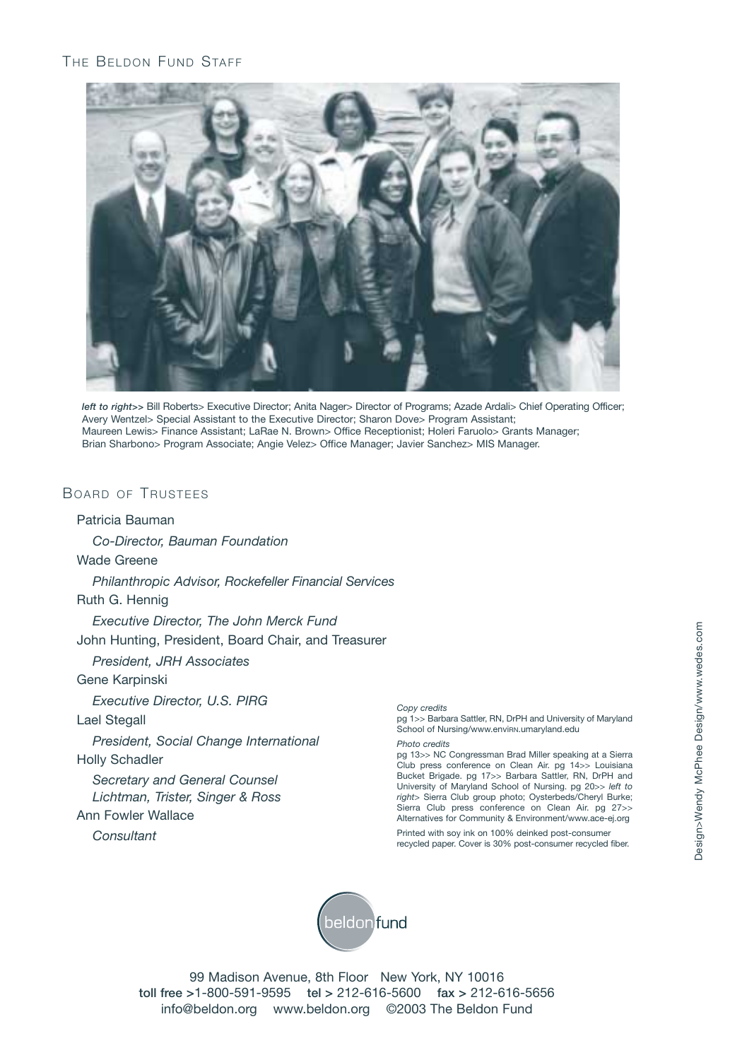## The Beldon Fund Staff

*left to right>>* Bill Roberts> Executive Director; Anita Nager> Director of Programs; Azade Ardali> Chief Operating Officer; Avery Wentzel> Special Assistant to the Executive Director; Sharon Dove> Program Assistant; Maureen Lewis> Finance Assistant; LaRae N. Brown> Office Receptionist; Holeri Faruolo> Grants Manager; Brian Sharbono> Program Associate; Angie Velez> Office Manager; Javier Sanchez> MIS Manager.

## Board of Trustees

Patricia Bauman
*Co-Director, Bauman Foundation*

Wade Greene
*Philanthropic Advisor, Rockefeller Financial Services*

Ruth G. Hennig
*Executive Director, The John Merck Fund*

John Hunting, President, Board Chair, and Treasurer
*President, JRH Associates*

Gene Karpinski
*Executive Director, U.S. PIRG*

Lael Stegall
*President, Social Change International*

Holly Schadler
*Secretary and General Counsel*
*Lichtman, Trister, Singer & Ross*

Ann Fowler Wallace
*Consultant*

*Copy credits*
pg 1>> Barbara Sattler, RN, DrPH and University of Maryland School of Nursing/www.envirn.umaryland.edu

*Photo credits*
pg 13>> NC Congressman Brad Miller speaking at a Sierra Club press conference on Clean Air. pg 14>> Louisiana Bucket Brigade. pg 17>> Barbara Sattler, RN, DrPH and University of Maryland School of Nursing. pg 20>> *left to right*> Sierra Club group photo; Oysterbeds/Cheryl Burke; Sierra Club press conference on Clean Air. pg 27>> Alternatives for Community & Environment/www.ace-ej.org

Printed with soy ink on 100% deinked post-consumer recycled paper. Cover is 30% post-consumer recycled fiber.

Design>Wendy McPhee Design/www.wedes.com

beldon fund

99 Madison Avenue, 8th Floor New York, NY 10016
**toll free** >1-800-591-9595 **tel** > 212-616-5600 **fax** > 212-616-5656
info@beldon.org www.beldon.org ©2003 The Beldon Fund